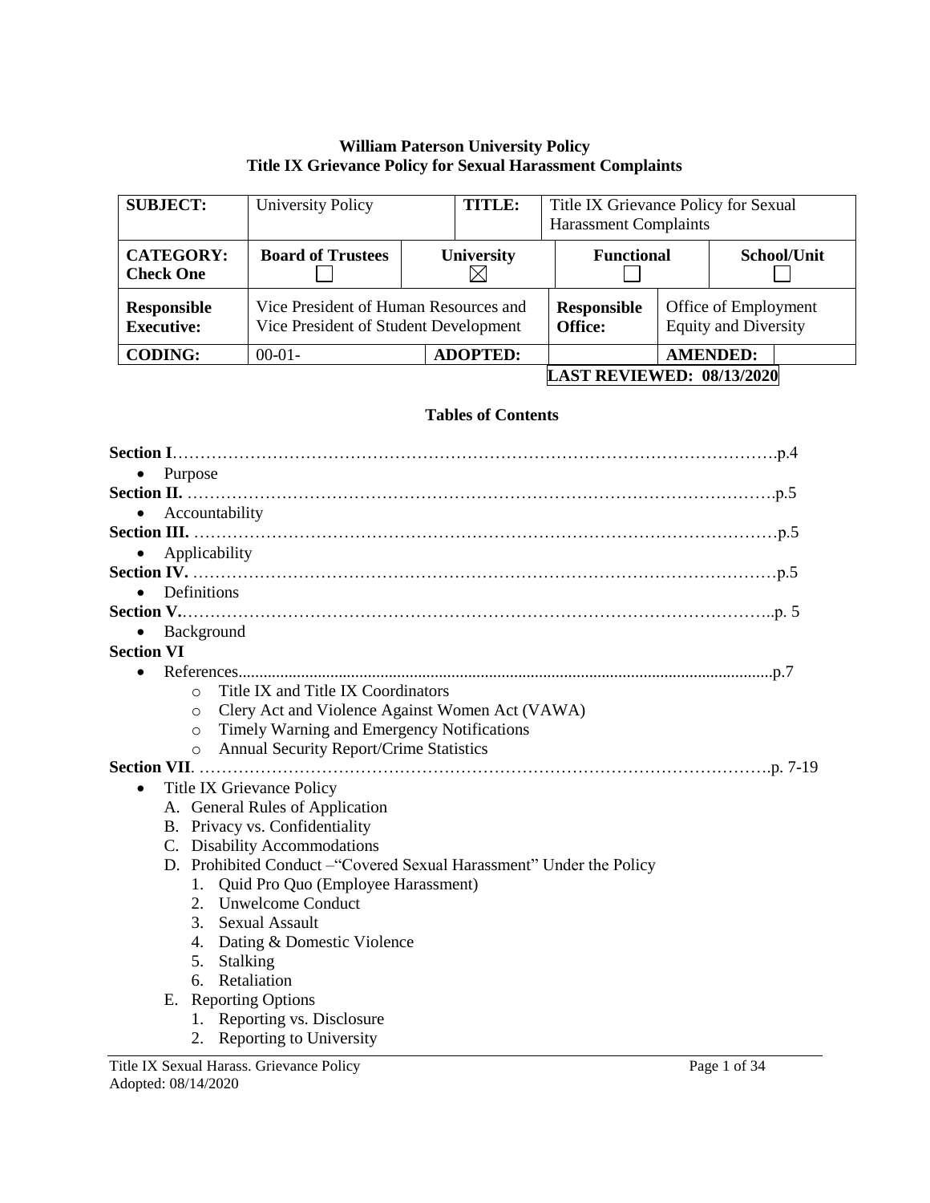**William Paterson University Policy**
**Title IX Grievance Policy for Sexual Harassment Complaints**

| **SUBJECT:** | University Policy | | **TITLE:** | Title IX Grievance Policy for Sexual Harassment Complaints | |
|---|---|---|---|---|---|
| **CATEGORY: Check One** | **Board of Trustees** ☐ | **University** ☒ | | **Functional** ☐ | **School/Unit** ☐ |
| **Responsible Executive:** | Vice President of Human Resources and Vice President of Student Development | | **Responsible Office:** | Office of Employment Equity and Diversity | |
| **CODING:** | 00-01- | **ADOPTED:** | | **AMENDED:** | |

**LAST REVIEWED: 08/13/2020**

**Tables of Contents**

**Section I**……………………………………………………………………………………………….p.4
- Purpose

**Section II.** …………………………………………………………………………………………….p.5
- Accountability

**Section III.** ……………………………………………………………………………………………p.5
- Applicability

**Section IV.** ……………………………………………………………………………………………p.5
- Definitions

**Section V.**…………………………………………………………………………………………….p. 5
- Background

**Section VI**
- References..................................................................................................................p.7
  - Title IX and Title IX Coordinators
  - Clery Act and Violence Against Women Act (VAWA)
  - Timely Warning and Emergency Notifications
  - Annual Security Report/Crime Statistics

**Section VII**. ………………………………………………………………………………………….p. 7-19
- Title IX Grievance Policy
  - A. General Rules of Application
  - B. Privacy vs. Confidentiality
  - C. Disability Accommodations
  - D. Prohibited Conduct –"Covered Sexual Harassment" Under the Policy
    1. Quid Pro Quo (Employee Harassment)
    2. Unwelcome Conduct
    3. Sexual Assault
    4. Dating & Domestic Violence
    5. Stalking
    6. Retaliation
  - E. Reporting Options
    1. Reporting vs. Disclosure
    2. Reporting to University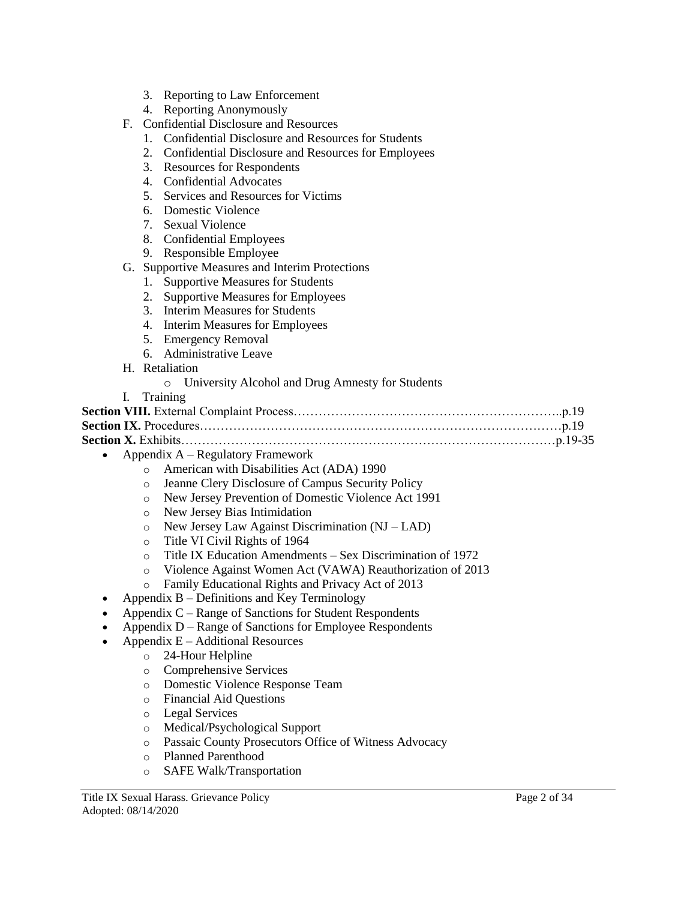3. Reporting to Law Enforcement
4. Reporting Anonymously

F. Confidential Disclosure and Resources
1. Confidential Disclosure and Resources for Students
2. Confidential Disclosure and Resources for Employees
3. Resources for Respondents
4. Confidential Advocates
5. Services and Resources for Victims
6. Domestic Violence
7. Sexual Violence
8. Confidential Employees
9. Responsible Employee

G. Supportive Measures and Interim Protections
1. Supportive Measures for Students
2. Supportive Measures for Employees
3. Interim Measures for Students
4. Interim Measures for Employees
5. Emergency Removal
6. Administrative Leave

H. Retaliation
- University Alcohol and Drug Amnesty for Students

I. Training

**Section VIII.** External Complaint Process……………………………………………………..p.19
**Section IX.** Procedures……………………………………………………………………………p.19
**Section X.** Exhibits………………………………………………………………………………p.19-35

- Appendix A – Regulatory Framework
  - American with Disabilities Act (ADA) 1990
  - Jeanne Clery Disclosure of Campus Security Policy
  - New Jersey Prevention of Domestic Violence Act 1991
  - New Jersey Bias Intimidation
  - New Jersey Law Against Discrimination (NJ – LAD)
  - Title VI Civil Rights of 1964
  - Title IX Education Amendments – Sex Discrimination of 1972
  - Violence Against Women Act (VAWA) Reauthorization of 2013
  - Family Educational Rights and Privacy Act of 2013
- Appendix B – Definitions and Key Terminology
- Appendix C – Range of Sanctions for Student Respondents
- Appendix D – Range of Sanctions for Employee Respondents
- Appendix E – Additional Resources
  - 24-Hour Helpline
  - Comprehensive Services
  - Domestic Violence Response Team
  - Financial Aid Questions
  - Legal Services
  - Medical/Psychological Support
  - Passaic County Prosecutors Office of Witness Advocacy
  - Planned Parenthood
  - SAFE Walk/Transportation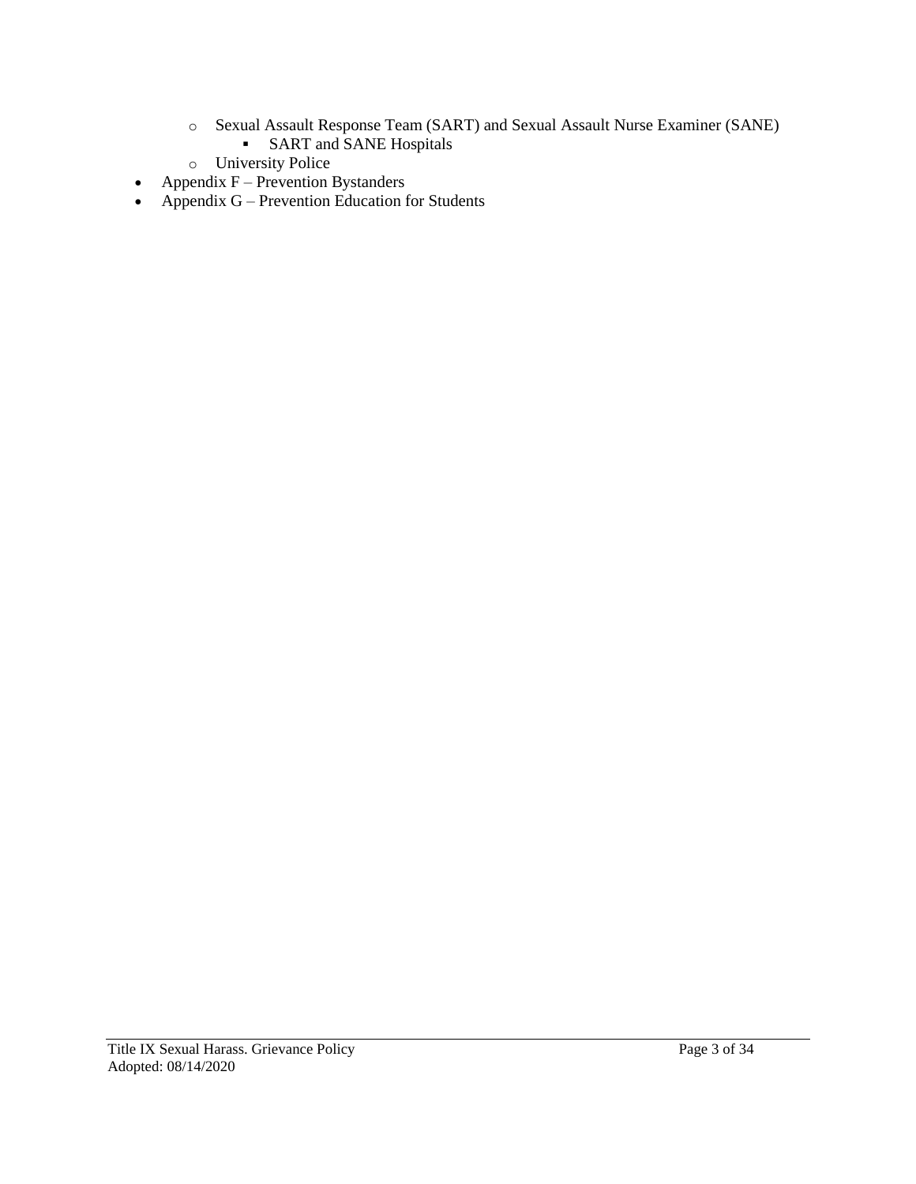- Sexual Assault Response Team (SART) and Sexual Assault Nurse Examiner (SANE)
        - SART and SANE Hospitals
    - University Police
- Appendix F – Prevention Bystanders
- Appendix G – Prevention Education for Students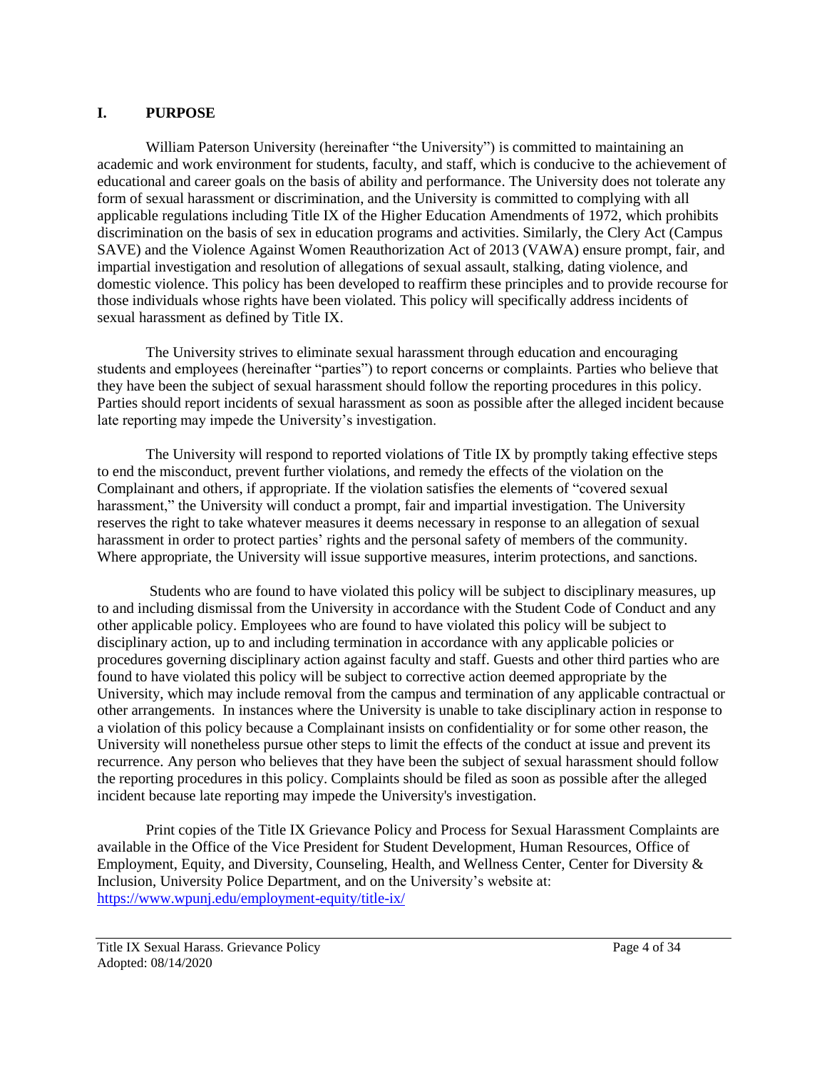## I. PURPOSE

William Paterson University (hereinafter "the University") is committed to maintaining an academic and work environment for students, faculty, and staff, which is conducive to the achievement of educational and career goals on the basis of ability and performance. The University does not tolerate any form of sexual harassment or discrimination, and the University is committed to complying with all applicable regulations including Title IX of the Higher Education Amendments of 1972, which prohibits discrimination on the basis of sex in education programs and activities. Similarly, the Clery Act (Campus SAVE) and the Violence Against Women Reauthorization Act of 2013 (VAWA) ensure prompt, fair, and impartial investigation and resolution of allegations of sexual assault, stalking, dating violence, and domestic violence. This policy has been developed to reaffirm these principles and to provide recourse for those individuals whose rights have been violated. This policy will specifically address incidents of sexual harassment as defined by Title IX.

The University strives to eliminate sexual harassment through education and encouraging students and employees (hereinafter "parties") to report concerns or complaints. Parties who believe that they have been the subject of sexual harassment should follow the reporting procedures in this policy. Parties should report incidents of sexual harassment as soon as possible after the alleged incident because late reporting may impede the University's investigation.

The University will respond to reported violations of Title IX by promptly taking effective steps to end the misconduct, prevent further violations, and remedy the effects of the violation on the Complainant and others, if appropriate. If the violation satisfies the elements of "covered sexual harassment," the University will conduct a prompt, fair and impartial investigation. The University reserves the right to take whatever measures it deems necessary in response to an allegation of sexual harassment in order to protect parties' rights and the personal safety of members of the community. Where appropriate, the University will issue supportive measures, interim protections, and sanctions.

Students who are found to have violated this policy will be subject to disciplinary measures, up to and including dismissal from the University in accordance with the Student Code of Conduct and any other applicable policy. Employees who are found to have violated this policy will be subject to disciplinary action, up to and including termination in accordance with any applicable policies or procedures governing disciplinary action against faculty and staff. Guests and other third parties who are found to have violated this policy will be subject to corrective action deemed appropriate by the University, which may include removal from the campus and termination of any applicable contractual or other arrangements. In instances where the University is unable to take disciplinary action in response to a violation of this policy because a Complainant insists on confidentiality or for some other reason, the University will nonetheless pursue other steps to limit the effects of the conduct at issue and prevent its recurrence. Any person who believes that they have been the subject of sexual harassment should follow the reporting procedures in this policy. Complaints should be filed as soon as possible after the alleged incident because late reporting may impede the University's investigation.

Print copies of the Title IX Grievance Policy and Process for Sexual Harassment Complaints are available in the Office of the Vice President for Student Development, Human Resources, Office of Employment, Equity, and Diversity, Counseling, Health, and Wellness Center, Center for Diversity & Inclusion, University Police Department, and on the University's website at: https://www.wpunj.edu/employment-equity/title-ix/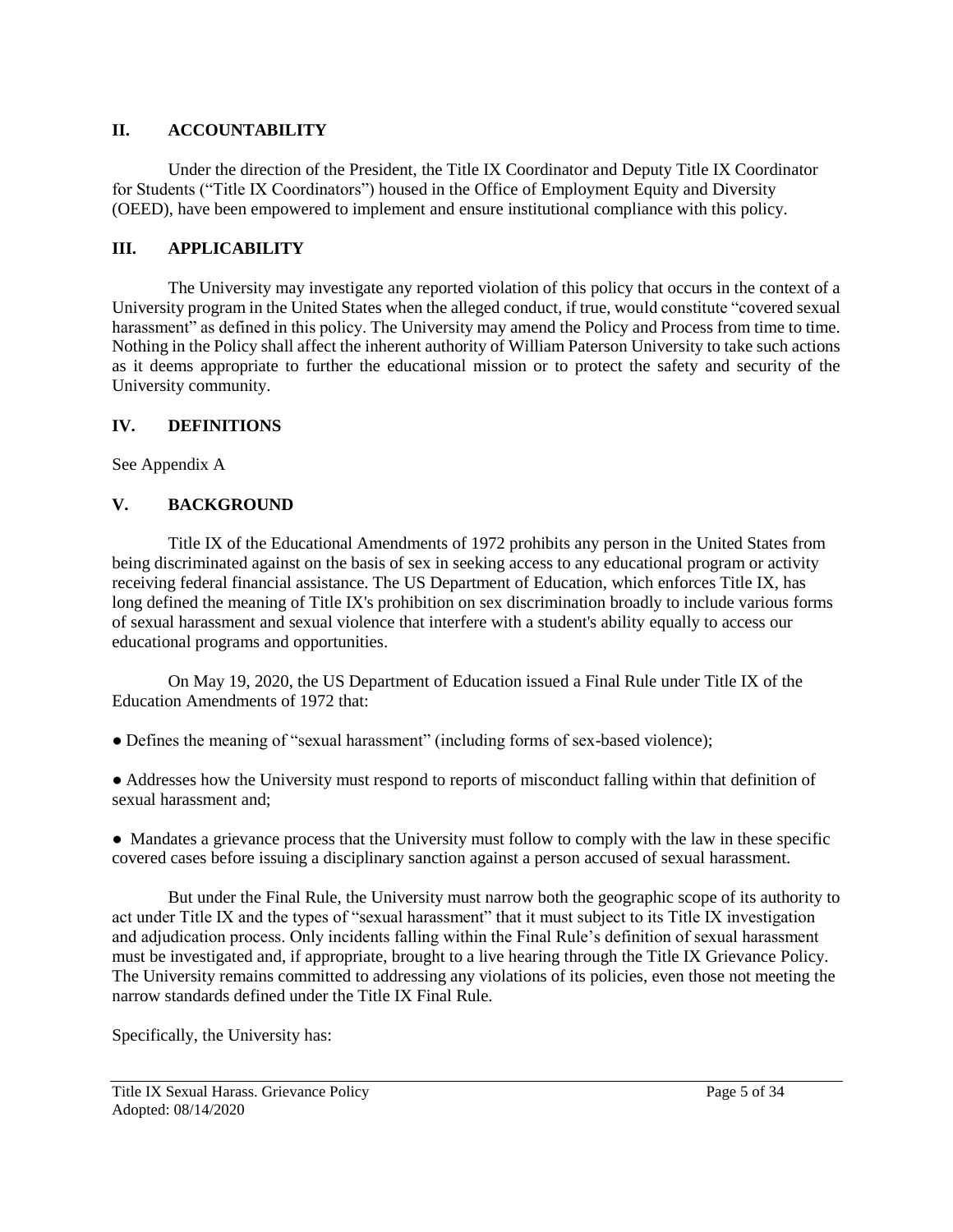## II. ACCOUNTABILITY

Under the direction of the President, the Title IX Coordinator and Deputy Title IX Coordinator for Students ("Title IX Coordinators") housed in the Office of Employment Equity and Diversity (OEED), have been empowered to implement and ensure institutional compliance with this policy.

## III. APPLICABILITY

The University may investigate any reported violation of this policy that occurs in the context of a University program in the United States when the alleged conduct, if true, would constitute "covered sexual harassment" as defined in this policy. The University may amend the Policy and Process from time to time. Nothing in the Policy shall affect the inherent authority of William Paterson University to take such actions as it deems appropriate to further the educational mission or to protect the safety and security of the University community.

## IV. DEFINITIONS

See Appendix A

## V. BACKGROUND

Title IX of the Educational Amendments of 1972 prohibits any person in the United States from being discriminated against on the basis of sex in seeking access to any educational program or activity receiving federal financial assistance. The US Department of Education, which enforces Title IX, has long defined the meaning of Title IX's prohibition on sex discrimination broadly to include various forms of sexual harassment and sexual violence that interfere with a student's ability equally to access our educational programs and opportunities.

On May 19, 2020, the US Department of Education issued a Final Rule under Title IX of the Education Amendments of 1972 that:

- Defines the meaning of "sexual harassment" (including forms of sex-based violence);
- Addresses how the University must respond to reports of misconduct falling within that definition of sexual harassment and;
- Mandates a grievance process that the University must follow to comply with the law in these specific covered cases before issuing a disciplinary sanction against a person accused of sexual harassment.

But under the Final Rule, the University must narrow both the geographic scope of its authority to act under Title IX and the types of "sexual harassment" that it must subject to its Title IX investigation and adjudication process. Only incidents falling within the Final Rule's definition of sexual harassment must be investigated and, if appropriate, brought to a live hearing through the Title IX Grievance Policy. The University remains committed to addressing any violations of its policies, even those not meeting the narrow standards defined under the Title IX Final Rule.

Specifically, the University has: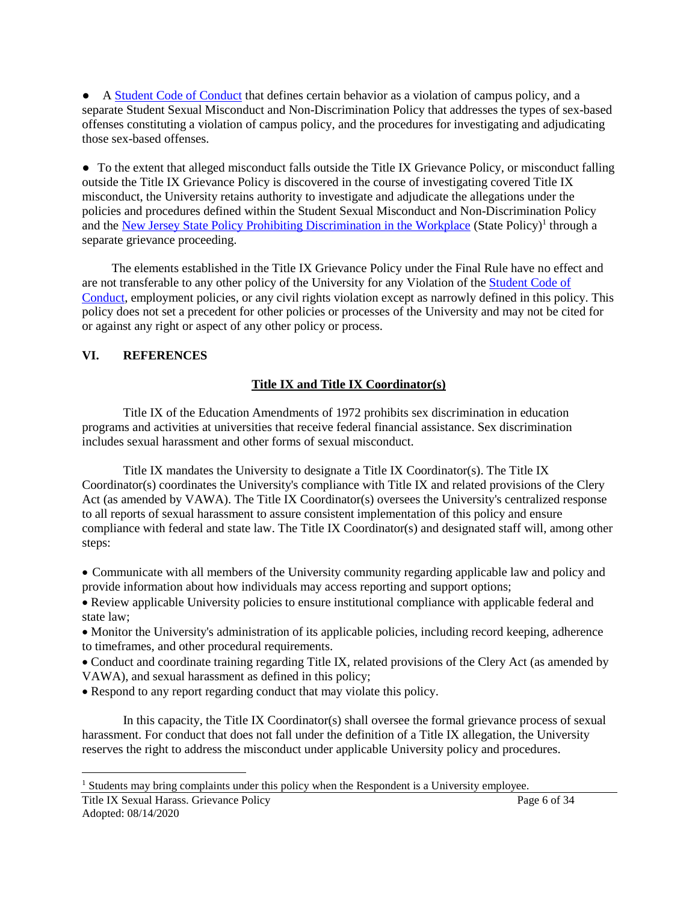- A Student Code of Conduct that defines certain behavior as a violation of campus policy, and a separate Student Sexual Misconduct and Non-Discrimination Policy that addresses the types of sex-based offenses constituting a violation of campus policy, and the procedures for investigating and adjudicating those sex-based offenses.

- To the extent that alleged misconduct falls outside the Title IX Grievance Policy, or misconduct falling outside the Title IX Grievance Policy is discovered in the course of investigating covered Title IX misconduct, the University retains authority to investigate and adjudicate the allegations under the policies and procedures defined within the Student Sexual Misconduct and Non-Discrimination Policy and the New Jersey State Policy Prohibiting Discrimination in the Workplace (State Policy)[1] through a separate grievance proceeding.

The elements established in the Title IX Grievance Policy under the Final Rule have no effect and are not transferable to any other policy of the University for any Violation of the Student Code of Conduct, employment policies, or any civil rights violation except as narrowly defined in this policy. This policy does not set a precedent for other policies or processes of the University and may not be cited for or against any right or aspect of any other policy or process.

## VI. REFERENCES

### Title IX and Title IX Coordinator(s)

Title IX of the Education Amendments of 1972 prohibits sex discrimination in education programs and activities at universities that receive federal financial assistance. Sex discrimination includes sexual harassment and other forms of sexual misconduct.

Title IX mandates the University to designate a Title IX Coordinator(s). The Title IX Coordinator(s) coordinates the University's compliance with Title IX and related provisions of the Clery Act (as amended by VAWA). The Title IX Coordinator(s) oversees the University's centralized response to all reports of sexual harassment to assure consistent implementation of this policy and ensure compliance with federal and state law. The Title IX Coordinator(s) and designated staff will, among other steps:

- Communicate with all members of the University community regarding applicable law and policy and provide information about how individuals may access reporting and support options;
- Review applicable University policies to ensure institutional compliance with applicable federal and state law;
- Monitor the University's administration of its applicable policies, including record keeping, adherence to timeframes, and other procedural requirements.
- Conduct and coordinate training regarding Title IX, related provisions of the Clery Act (as amended by VAWA), and sexual harassment as defined in this policy;
- Respond to any report regarding conduct that may violate this policy.

In this capacity, the Title IX Coordinator(s) shall oversee the formal grievance process of sexual harassment. For conduct that does not fall under the definition of a Title IX allegation, the University reserves the right to address the misconduct under applicable University policy and procedures.

[1] Students may bring complaints under this policy when the Respondent is a University employee.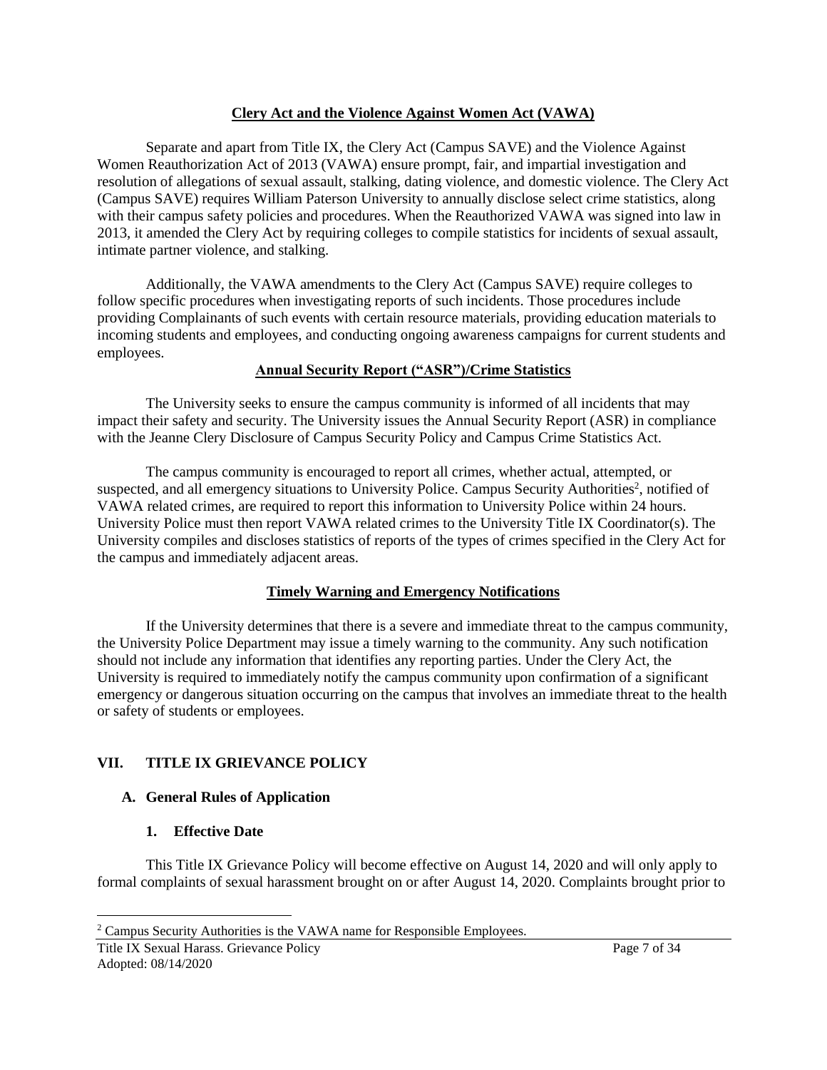**Clery Act and the Violence Against Women Act (VAWA)**

Separate and apart from Title IX, the Clery Act (Campus SAVE) and the Violence Against Women Reauthorization Act of 2013 (VAWA) ensure prompt, fair, and impartial investigation and resolution of allegations of sexual assault, stalking, dating violence, and domestic violence. The Clery Act (Campus SAVE) requires William Paterson University to annually disclose select crime statistics, along with their campus safety policies and procedures. When the Reauthorized VAWA was signed into law in 2013, it amended the Clery Act by requiring colleges to compile statistics for incidents of sexual assault, intimate partner violence, and stalking.

Additionally, the VAWA amendments to the Clery Act (Campus SAVE) require colleges to follow specific procedures when investigating reports of such incidents. Those procedures include providing Complainants of such events with certain resource materials, providing education materials to incoming students and employees, and conducting ongoing awareness campaigns for current students and employees.

**Annual Security Report ("ASR")/Crime Statistics**

The University seeks to ensure the campus community is informed of all incidents that may impact their safety and security. The University issues the Annual Security Report (ASR) in compliance with the Jeanne Clery Disclosure of Campus Security Policy and Campus Crime Statistics Act.

The campus community is encouraged to report all crimes, whether actual, attempted, or suspected, and all emergency situations to University Police. Campus Security Authorities[2], notified of VAWA related crimes, are required to report this information to University Police within 24 hours. University Police must then report VAWA related crimes to the University Title IX Coordinator(s). The University compiles and discloses statistics of reports of the types of crimes specified in the Clery Act for the campus and immediately adjacent areas.

**Timely Warning and Emergency Notifications**

If the University determines that there is a severe and immediate threat to the campus community, the University Police Department may issue a timely warning to the community. Any such notification should not include any information that identifies any reporting parties. Under the Clery Act, the University is required to immediately notify the campus community upon confirmation of a significant emergency or dangerous situation occurring on the campus that involves an immediate threat to the health or safety of students or employees.

## VII. TITLE IX GRIEVANCE POLICY

### A. General Rules of Application

#### 1. Effective Date

This Title IX Grievance Policy will become effective on August 14, 2020 and will only apply to formal complaints of sexual harassment brought on or after August 14, 2020. Complaints brought prior to

[2] Campus Security Authorities is the VAWA name for Responsible Employees.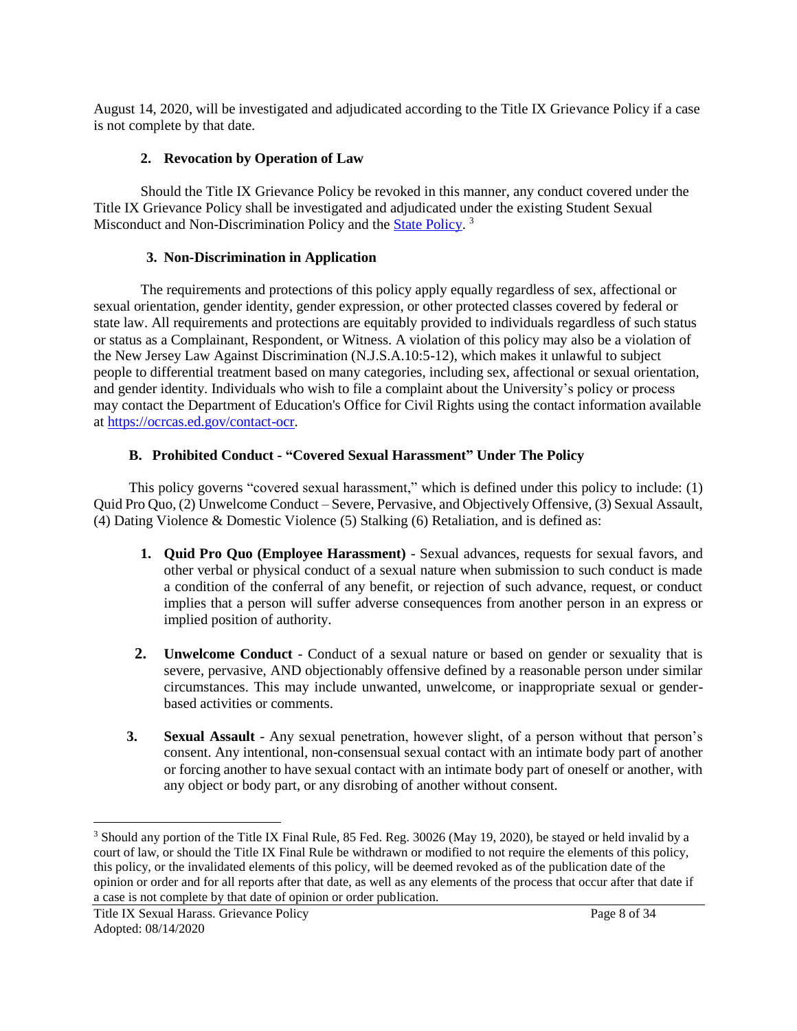August 14, 2020, will be investigated and adjudicated according to the Title IX Grievance Policy if a case is not complete by that date.

### 2. Revocation by Operation of Law

Should the Title IX Grievance Policy be revoked in this manner, any conduct covered under the Title IX Grievance Policy shall be investigated and adjudicated under the existing Student Sexual Misconduct and Non-Discrimination Policy and the State Policy. [3]

### 3. Non-Discrimination in Application

The requirements and protections of this policy apply equally regardless of sex, affectional or sexual orientation, gender identity, gender expression, or other protected classes covered by federal or state law. All requirements and protections are equitably provided to individuals regardless of such status or status as a Complainant, Respondent, or Witness. A violation of this policy may also be a violation of the New Jersey Law Against Discrimination (N.J.S.A.10:5-12), which makes it unlawful to subject people to differential treatment based on many categories, including sex, affectional or sexual orientation, and gender identity. Individuals who wish to file a complaint about the University's policy or process may contact the Department of Education's Office for Civil Rights using the contact information available at https://ocrcas.ed.gov/contact-ocr.

## B. Prohibited Conduct - "Covered Sexual Harassment" Under The Policy

This policy governs "covered sexual harassment," which is defined under this policy to include: (1) Quid Pro Quo, (2) Unwelcome Conduct – Severe, Pervasive, and Objectively Offensive, (3) Sexual Assault, (4) Dating Violence & Domestic Violence (5) Stalking (6) Retaliation, and is defined as:

1. **Quid Pro Quo (Employee Harassment)** - Sexual advances, requests for sexual favors, and other verbal or physical conduct of a sexual nature when submission to such conduct is made a condition of the conferral of any benefit, or rejection of such advance, request, or conduct implies that a person will suffer adverse consequences from another person in an express or implied position of authority.

2. **Unwelcome Conduct** - Conduct of a sexual nature or based on gender or sexuality that is severe, pervasive, AND objectionably offensive defined by a reasonable person under similar circumstances. This may include unwanted, unwelcome, or inappropriate sexual or gender-based activities or comments.

3. **Sexual Assault** - Any sexual penetration, however slight, of a person without that person's consent. Any intentional, non-consensual sexual contact with an intimate body part of another or forcing another to have sexual contact with an intimate body part of oneself or another, with any object or body part, or any disrobing of another without consent.

---

[3] Should any portion of the Title IX Final Rule, 85 Fed. Reg. 30026 (May 19, 2020), be stayed or held invalid by a court of law, or should the Title IX Final Rule be withdrawn or modified to not require the elements of this policy, this policy, or the invalidated elements of this policy, will be deemed revoked as of the publication date of the opinion or order and for all reports after that date, as well as any elements of the process that occur after that date if a case is not complete by that date of opinion or order publication.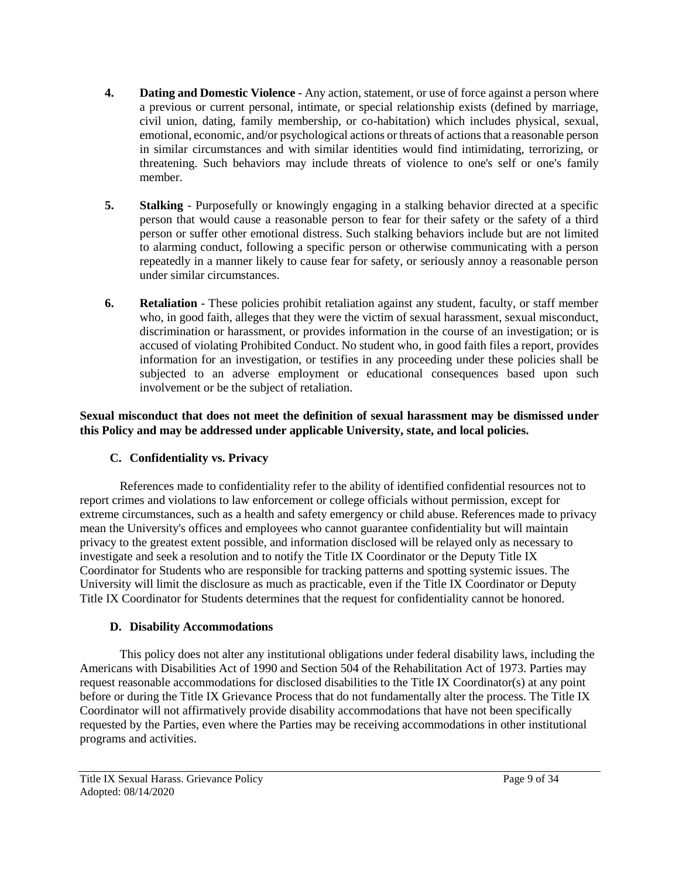4. **Dating and Domestic Violence** - Any action, statement, or use of force against a person where a previous or current personal, intimate, or special relationship exists (defined by marriage, civil union, dating, family membership, or co-habitation) which includes physical, sexual, emotional, economic, and/or psychological actions or threats of actions that a reasonable person in similar circumstances and with similar identities would find intimidating, terrorizing, or threatening. Such behaviors may include threats of violence to one's self or one's family member.

5. **Stalking** - Purposefully or knowingly engaging in a stalking behavior directed at a specific person that would cause a reasonable person to fear for their safety or the safety of a third person or suffer other emotional distress. Such stalking behaviors include but are not limited to alarming conduct, following a specific person or otherwise communicating with a person repeatedly in a manner likely to cause fear for safety, or seriously annoy a reasonable person under similar circumstances.

6. **Retaliation** - These policies prohibit retaliation against any student, faculty, or staff member who, in good faith, alleges that they were the victim of sexual harassment, sexual misconduct, discrimination or harassment, or provides information in the course of an investigation; or is accused of violating Prohibited Conduct. No student who, in good faith files a report, provides information for an investigation, or testifies in any proceeding under these policies shall be subjected to an adverse employment or educational consequences based upon such involvement or be the subject of retaliation.

**Sexual misconduct that does not meet the definition of sexual harassment may be dismissed under this Policy and may be addressed under applicable University, state, and local policies.**

### C. Confidentiality vs. Privacy

References made to confidentiality refer to the ability of identified confidential resources not to report crimes and violations to law enforcement or college officials without permission, except for extreme circumstances, such as a health and safety emergency or child abuse. References made to privacy mean the University's offices and employees who cannot guarantee confidentiality but will maintain privacy to the greatest extent possible, and information disclosed will be relayed only as necessary to investigate and seek a resolution and to notify the Title IX Coordinator or the Deputy Title IX Coordinator for Students who are responsible for tracking patterns and spotting systemic issues. The University will limit the disclosure as much as practicable, even if the Title IX Coordinator or Deputy Title IX Coordinator for Students determines that the request for confidentiality cannot be honored.

### D. Disability Accommodations

This policy does not alter any institutional obligations under federal disability laws, including the Americans with Disabilities Act of 1990 and Section 504 of the Rehabilitation Act of 1973. Parties may request reasonable accommodations for disclosed disabilities to the Title IX Coordinator(s) at any point before or during the Title IX Grievance Process that do not fundamentally alter the process. The Title IX Coordinator will not affirmatively provide disability accommodations that have not been specifically requested by the Parties, even where the Parties may be receiving accommodations in other institutional programs and activities.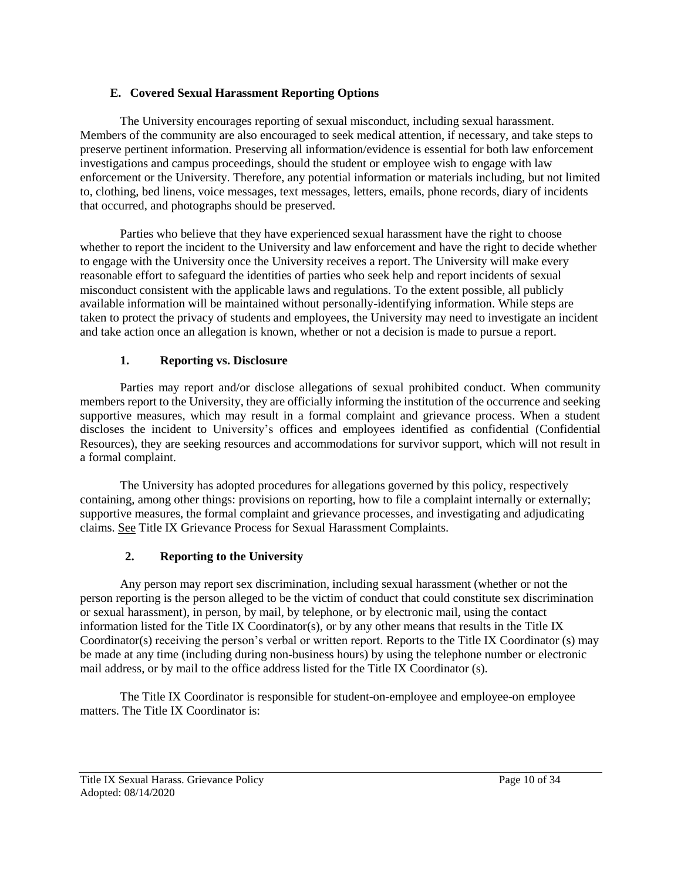### E. Covered Sexual Harassment Reporting Options

The University encourages reporting of sexual misconduct, including sexual harassment. Members of the community are also encouraged to seek medical attention, if necessary, and take steps to preserve pertinent information. Preserving all information/evidence is essential for both law enforcement investigations and campus proceedings, should the student or employee wish to engage with law enforcement or the University. Therefore, any potential information or materials including, but not limited to, clothing, bed linens, voice messages, text messages, letters, emails, phone records, diary of incidents that occurred, and photographs should be preserved.

Parties who believe that they have experienced sexual harassment have the right to choose whether to report the incident to the University and law enforcement and have the right to decide whether to engage with the University once the University receives a report. The University will make every reasonable effort to safeguard the identities of parties who seek help and report incidents of sexual misconduct consistent with the applicable laws and regulations. To the extent possible, all publicly available information will be maintained without personally-identifying information. While steps are taken to protect the privacy of students and employees, the University may need to investigate an incident and take action once an allegation is known, whether or not a decision is made to pursue a report.

#### 1. Reporting vs. Disclosure

Parties may report and/or disclose allegations of sexual prohibited conduct. When community members report to the University, they are officially informing the institution of the occurrence and seeking supportive measures, which may result in a formal complaint and grievance process. When a student discloses the incident to University's offices and employees identified as confidential (Confidential Resources), they are seeking resources and accommodations for survivor support, which will not result in a formal complaint.

The University has adopted procedures for allegations governed by this policy, respectively containing, among other things: provisions on reporting, how to file a complaint internally or externally; supportive measures, the formal complaint and grievance processes, and investigating and adjudicating claims. See Title IX Grievance Process for Sexual Harassment Complaints.

#### 2. Reporting to the University

Any person may report sex discrimination, including sexual harassment (whether or not the person reporting is the person alleged to be the victim of conduct that could constitute sex discrimination or sexual harassment), in person, by mail, by telephone, or by electronic mail, using the contact information listed for the Title IX Coordinator(s), or by any other means that results in the Title IX Coordinator(s) receiving the person's verbal or written report. Reports to the Title IX Coordinator (s) may be made at any time (including during non-business hours) by using the telephone number or electronic mail address, or by mail to the office address listed for the Title IX Coordinator (s).

The Title IX Coordinator is responsible for student-on-employee and employee-on employee matters. The Title IX Coordinator is: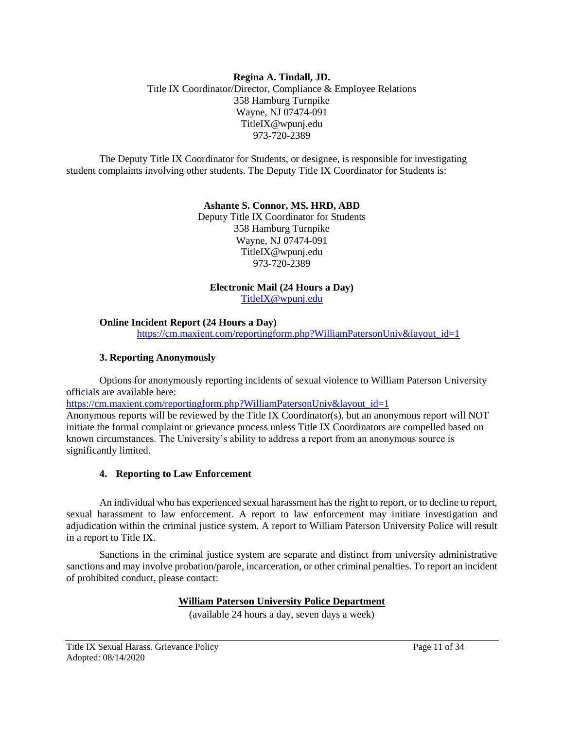**Regina A. Tindall, JD.**
Title IX Coordinator/Director, Compliance & Employee Relations
358 Hamburg Turnpike
Wayne, NJ 07474-091
TitleIX@wpunj.edu
973-720-2389

The Deputy Title IX Coordinator for Students, or designee, is responsible for investigating student complaints involving other students. The Deputy Title IX Coordinator for Students is:

**Ashante S. Connor, MS. HRD, ABD**
Deputy Title IX Coordinator for Students
358 Hamburg Turnpike
Wayne, NJ 07474-091
TitleIX@wpunj.edu
973-720-2389

**Electronic Mail (24 Hours a Day)**
TitleIX@wpunj.edu

**Online Incident Report (24 Hours a Day)**
https://cm.maxient.com/reportingform.php?WilliamPatersonUniv&layout_id=1

### 3. Reporting Anonymously

Options for anonymously reporting incidents of sexual violence to William Paterson University officials are available here:
https://cm.maxient.com/reportingform.php?WilliamPatersonUniv&layout_id=1
Anonymous reports will be reviewed by the Title IX Coordinator(s), but an anonymous report will NOT initiate the formal complaint or grievance process unless Title IX Coordinators are compelled based on known circumstances. The University's ability to address a report from an anonymous source is significantly limited.

### 4. Reporting to Law Enforcement

An individual who has experienced sexual harassment has the right to report, or to decline to report, sexual harassment to law enforcement. A report to law enforcement may initiate investigation and adjudication within the criminal justice system. A report to William Paterson University Police will result in a report to Title IX.

Sanctions in the criminal justice system are separate and distinct from university administrative sanctions and may involve probation/parole, incarceration, or other criminal penalties. To report an incident of prohibited conduct, please contact:

**William Paterson University Police Department**
(available 24 hours a day, seven days a week)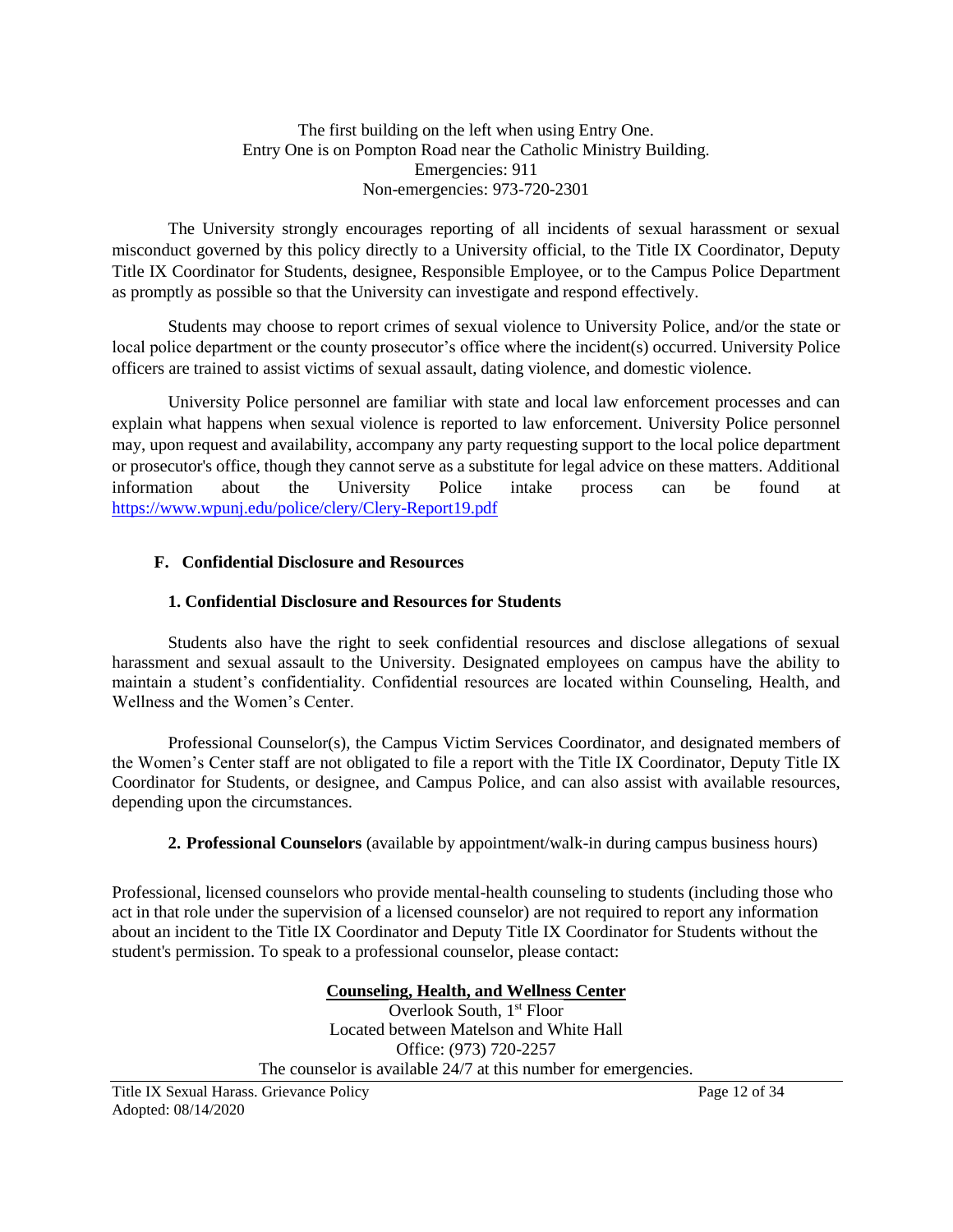The first building on the left when using Entry One.
Entry One is on Pompton Road near the Catholic Ministry Building.
Emergencies: 911
Non-emergencies: 973-720-2301

The University strongly encourages reporting of all incidents of sexual harassment or sexual misconduct governed by this policy directly to a University official, to the Title IX Coordinator, Deputy Title IX Coordinator for Students, designee, Responsible Employee, or to the Campus Police Department as promptly as possible so that the University can investigate and respond effectively.

Students may choose to report crimes of sexual violence to University Police, and/or the state or local police department or the county prosecutor's office where the incident(s) occurred. University Police officers are trained to assist victims of sexual assault, dating violence, and domestic violence.

University Police personnel are familiar with state and local law enforcement processes and can explain what happens when sexual violence is reported to law enforcement. University Police personnel may, upon request and availability, accompany any party requesting support to the local police department or prosecutor's office, though they cannot serve as a substitute for legal advice on these matters. Additional information about the University Police intake process can be found at https://www.wpunj.edu/police/clery/Clery-Report19.pdf

### F. Confidential Disclosure and Resources

#### 1. Confidential Disclosure and Resources for Students

Students also have the right to seek confidential resources and disclose allegations of sexual harassment and sexual assault to the University. Designated employees on campus have the ability to maintain a student's confidentiality. Confidential resources are located within Counseling, Health, and Wellness and the Women's Center.

Professional Counselor(s), the Campus Victim Services Coordinator, and designated members of the Women's Center staff are not obligated to file a report with the Title IX Coordinator, Deputy Title IX Coordinator for Students, or designee, and Campus Police, and can also assist with available resources, depending upon the circumstances.

#### 2. Professional Counselors (available by appointment/walk-in during campus business hours)

Professional, licensed counselors who provide mental-health counseling to students (including those who act in that role under the supervision of a licensed counselor) are not required to report any information about an incident to the Title IX Coordinator and Deputy Title IX Coordinator for Students without the student's permission. To speak to a professional counselor, please contact:

**Counseling, Health, and Wellness Center**
Overlook South, 1st Floor
Located between Matelson and White Hall
Office: (973) 720-2257
The counselor is available 24/7 at this number for emergencies.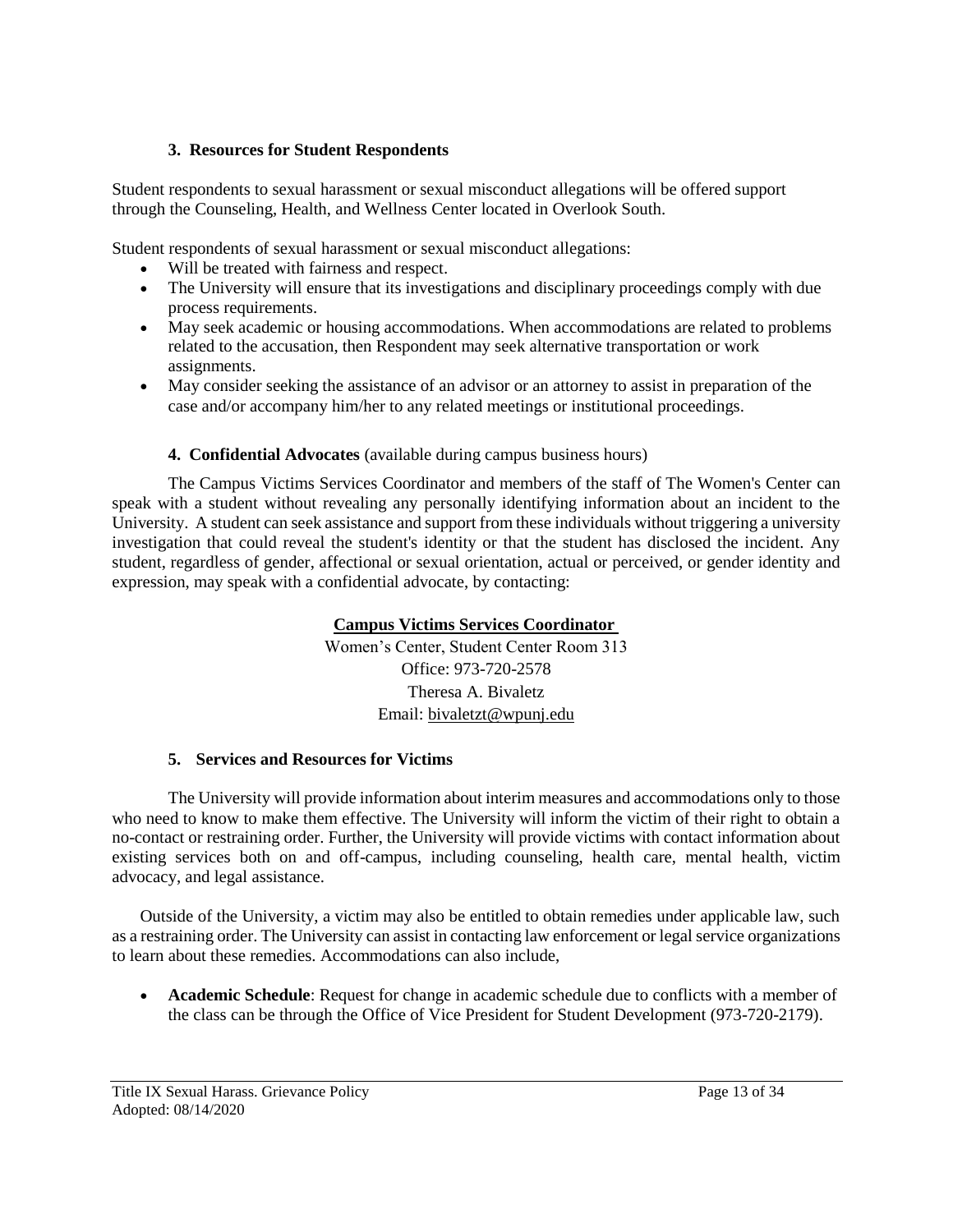### 3. Resources for Student Respondents

Student respondents to sexual harassment or sexual misconduct allegations will be offered support through the Counseling, Health, and Wellness Center located in Overlook South.

Student respondents of sexual harassment or sexual misconduct allegations:

- Will be treated with fairness and respect.
- The University will ensure that its investigations and disciplinary proceedings comply with due process requirements.
- May seek academic or housing accommodations. When accommodations are related to problems related to the accusation, then Respondent may seek alternative transportation or work assignments.
- May consider seeking the assistance of an advisor or an attorney to assist in preparation of the case and/or accompany him/her to any related meetings or institutional proceedings.

### 4. Confidential Advocates (available during campus business hours)

The Campus Victims Services Coordinator and members of the staff of The Women's Center can speak with a student without revealing any personally identifying information about an incident to the University. A student can seek assistance and support from these individuals without triggering a university investigation that could reveal the student's identity or that the student has disclosed the incident. Any student, regardless of gender, affectional or sexual orientation, actual or perceived, or gender identity and expression, may speak with a confidential advocate, by contacting:

**Campus Victims Services Coordinator**

Women's Center, Student Center Room 313
Office: 973-720-2578
Theresa A. Bivaletz
Email: bivaletzt@wpunj.edu

### 5. Services and Resources for Victims

The University will provide information about interim measures and accommodations only to those who need to know to make them effective. The University will inform the victim of their right to obtain a no-contact or restraining order. Further, the University will provide victims with contact information about existing services both on and off-campus, including counseling, health care, mental health, victim advocacy, and legal assistance.

Outside of the University, a victim may also be entitled to obtain remedies under applicable law, such as a restraining order. The University can assist in contacting law enforcement or legal service organizations to learn about these remedies. Accommodations can also include,

- **Academic Schedule**: Request for change in academic schedule due to conflicts with a member of the class can be through the Office of Vice President for Student Development (973-720-2179).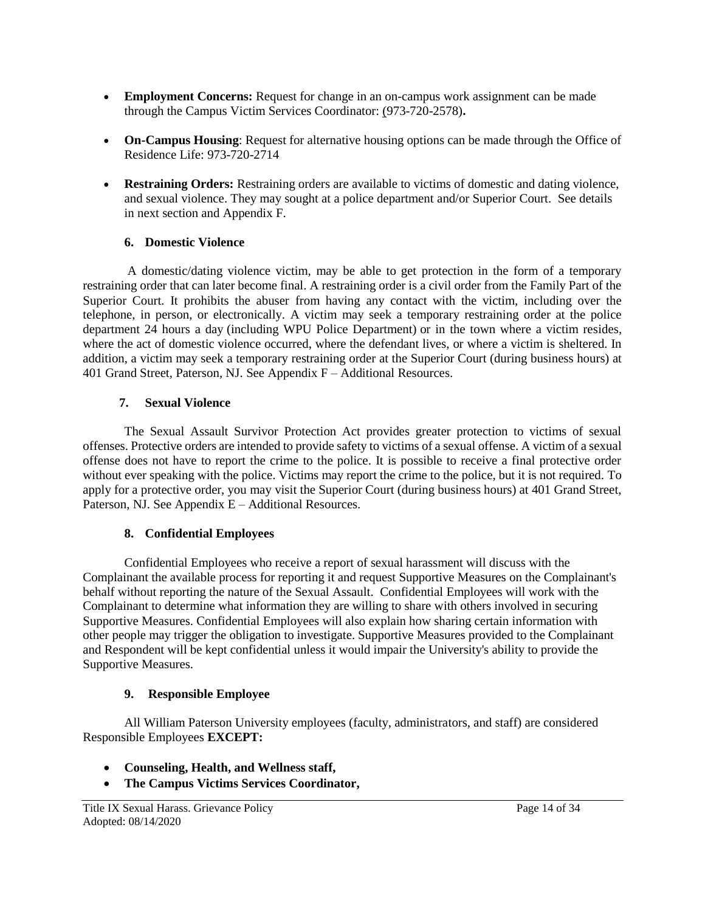- **Employment Concerns:** Request for change in an on-campus work assignment can be made through the Campus Victim Services Coordinator: (973-720-2578)**.**
- **On-Campus Housing**: Request for alternative housing options can be made through the Office of Residence Life: 973-720-2714
- **Restraining Orders:** Restraining orders are available to victims of domestic and dating violence, and sexual violence. They may sought at a police department and/or Superior Court. See details in next section and Appendix F.

### 6. Domestic Violence

A domestic/dating violence victim, may be able to get protection in the form of a temporary restraining order that can later become final. A restraining order is a civil order from the Family Part of the Superior Court. It prohibits the abuser from having any contact with the victim, including over the telephone, in person, or electronically. A victim may seek a temporary restraining order at the police department 24 hours a day (including WPU Police Department) or in the town where a victim resides, where the act of domestic violence occurred, where the defendant lives, or where a victim is sheltered. In addition, a victim may seek a temporary restraining order at the Superior Court (during business hours) at 401 Grand Street, Paterson, NJ. See Appendix F – Additional Resources.

### 7. Sexual Violence

The Sexual Assault Survivor Protection Act provides greater protection to victims of sexual offenses. Protective orders are intended to provide safety to victims of a sexual offense. A victim of a sexual offense does not have to report the crime to the police. It is possible to receive a final protective order without ever speaking with the police. Victims may report the crime to the police, but it is not required. To apply for a protective order, you may visit the Superior Court (during business hours) at 401 Grand Street, Paterson, NJ. See Appendix E – Additional Resources.

### 8. Confidential Employees

Confidential Employees who receive a report of sexual harassment will discuss with the Complainant the available process for reporting it and request Supportive Measures on the Complainant's behalf without reporting the nature of the Sexual Assault. Confidential Employees will work with the Complainant to determine what information they are willing to share with others involved in securing Supportive Measures. Confidential Employees will also explain how sharing certain information with other people may trigger the obligation to investigate. Supportive Measures provided to the Complainant and Respondent will be kept confidential unless it would impair the University's ability to provide the Supportive Measures.

### 9. Responsible Employee

All William Paterson University employees (faculty, administrators, and staff) are considered Responsible Employees **EXCEPT:**

- **Counseling, Health, and Wellness staff,**
- **The Campus Victims Services Coordinator,**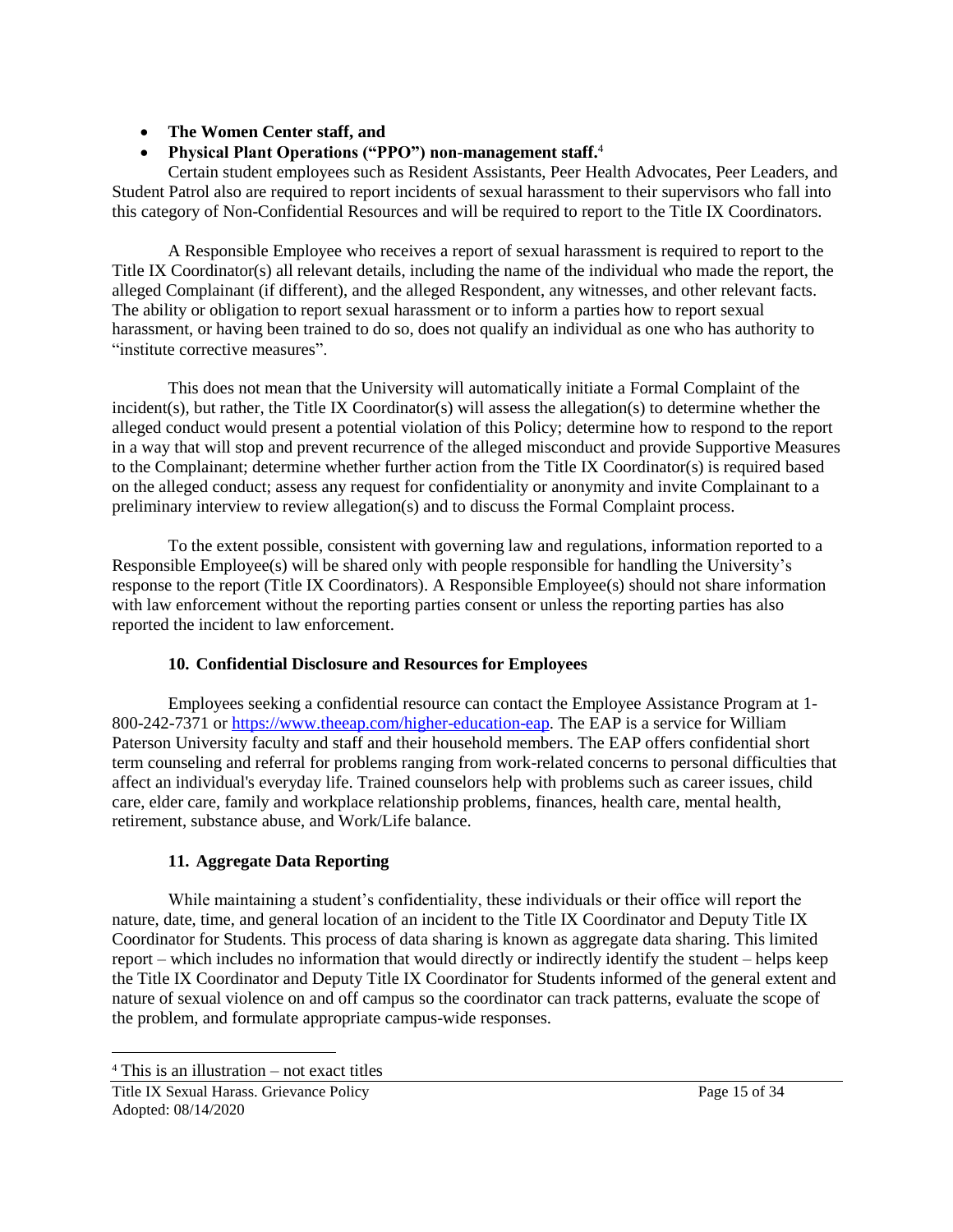- **The Women Center staff, and**
- **Physical Plant Operations ("PPO") non-management staff.**[4]

Certain student employees such as Resident Assistants, Peer Health Advocates, Peer Leaders, and Student Patrol also are required to report incidents of sexual harassment to their supervisors who fall into this category of Non-Confidential Resources and will be required to report to the Title IX Coordinators.

A Responsible Employee who receives a report of sexual harassment is required to report to the Title IX Coordinator(s) all relevant details, including the name of the individual who made the report, the alleged Complainant (if different), and the alleged Respondent, any witnesses, and other relevant facts. The ability or obligation to report sexual harassment or to inform a parties how to report sexual harassment, or having been trained to do so, does not qualify an individual as one who has authority to "institute corrective measures".

This does not mean that the University will automatically initiate a Formal Complaint of the incident(s), but rather, the Title IX Coordinator(s) will assess the allegation(s) to determine whether the alleged conduct would present a potential violation of this Policy; determine how to respond to the report in a way that will stop and prevent recurrence of the alleged misconduct and provide Supportive Measures to the Complainant; determine whether further action from the Title IX Coordinator(s) is required based on the alleged conduct; assess any request for confidentiality or anonymity and invite Complainant to a preliminary interview to review allegation(s) and to discuss the Formal Complaint process.

To the extent possible, consistent with governing law and regulations, information reported to a Responsible Employee(s) will be shared only with people responsible for handling the University's response to the report (Title IX Coordinators). A Responsible Employee(s) should not share information with law enforcement without the reporting parties consent or unless the reporting parties has also reported the incident to law enforcement.

### 10. Confidential Disclosure and Resources for Employees

Employees seeking a confidential resource can contact the Employee Assistance Program at 1-800-242-7371 or https://www.theeap.com/higher-education-eap. The EAP is a service for William Paterson University faculty and staff and their household members. The EAP offers confidential short term counseling and referral for problems ranging from work-related concerns to personal difficulties that affect an individual's everyday life. Trained counselors help with problems such as career issues, child care, elder care, family and workplace relationship problems, finances, health care, mental health, retirement, substance abuse, and Work/Life balance.

### 11. Aggregate Data Reporting

While maintaining a student's confidentiality, these individuals or their office will report the nature, date, time, and general location of an incident to the Title IX Coordinator and Deputy Title IX Coordinator for Students. This process of data sharing is known as aggregate data sharing. This limited report – which includes no information that would directly or indirectly identify the student – helps keep the Title IX Coordinator and Deputy Title IX Coordinator for Students informed of the general extent and nature of sexual violence on and off campus so the coordinator can track patterns, evaluate the scope of the problem, and formulate appropriate campus-wide responses.

---

[4] This is an illustration – not exact titles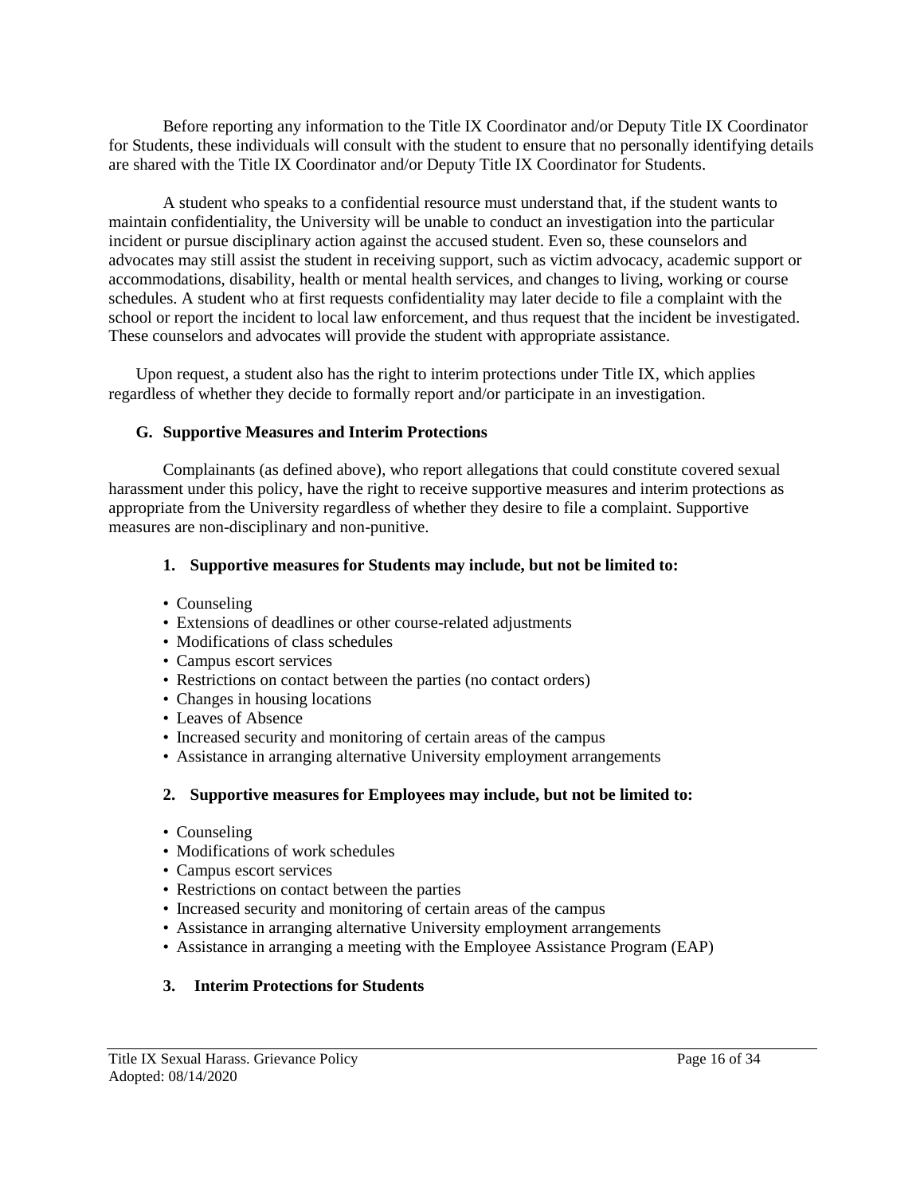Before reporting any information to the Title IX Coordinator and/or Deputy Title IX Coordinator for Students, these individuals will consult with the student to ensure that no personally identifying details are shared with the Title IX Coordinator and/or Deputy Title IX Coordinator for Students.

A student who speaks to a confidential resource must understand that, if the student wants to maintain confidentiality, the University will be unable to conduct an investigation into the particular incident or pursue disciplinary action against the accused student. Even so, these counselors and advocates may still assist the student in receiving support, such as victim advocacy, academic support or accommodations, disability, health or mental health services, and changes to living, working or course schedules. A student who at first requests confidentiality may later decide to file a complaint with the school or report the incident to local law enforcement, and thus request that the incident be investigated. These counselors and advocates will provide the student with appropriate assistance.

Upon request, a student also has the right to interim protections under Title IX, which applies regardless of whether they decide to formally report and/or participate in an investigation.

### G. Supportive Measures and Interim Protections

Complainants (as defined above), who report allegations that could constitute covered sexual harassment under this policy, have the right to receive supportive measures and interim protections as appropriate from the University regardless of whether they desire to file a complaint. Supportive measures are non-disciplinary and non-punitive.

#### 1. Supportive measures for Students may include, but not be limited to:

- Counseling
- Extensions of deadlines or other course-related adjustments
- Modifications of class schedules
- Campus escort services
- Restrictions on contact between the parties (no contact orders)
- Changes in housing locations
- Leaves of Absence
- Increased security and monitoring of certain areas of the campus
- Assistance in arranging alternative University employment arrangements

#### 2. Supportive measures for Employees may include, but not be limited to:

- Counseling
- Modifications of work schedules
- Campus escort services
- Restrictions on contact between the parties
- Increased security and monitoring of certain areas of the campus
- Assistance in arranging alternative University employment arrangements
- Assistance in arranging a meeting with the Employee Assistance Program (EAP)

#### 3. Interim Protections for Students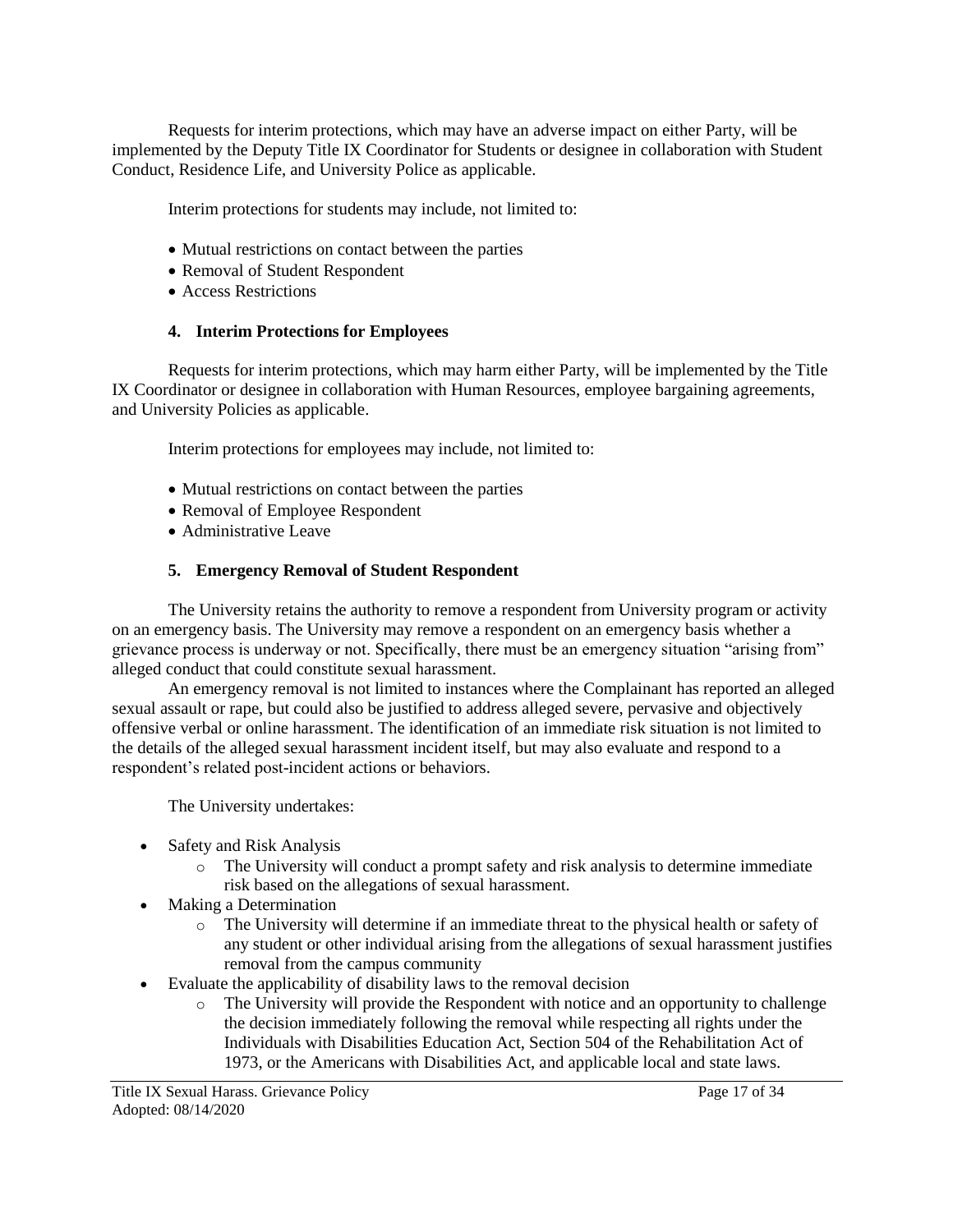Requests for interim protections, which may have an adverse impact on either Party, will be implemented by the Deputy Title IX Coordinator for Students or designee in collaboration with Student Conduct, Residence Life, and University Police as applicable.

Interim protections for students may include, not limited to:

- Mutual restrictions on contact between the parties
- Removal of Student Respondent
- Access Restrictions

### 4. Interim Protections for Employees

Requests for interim protections, which may harm either Party, will be implemented by the Title IX Coordinator or designee in collaboration with Human Resources, employee bargaining agreements, and University Policies as applicable.

Interim protections for employees may include, not limited to:

- Mutual restrictions on contact between the parties
- Removal of Employee Respondent
- Administrative Leave

### 5. Emergency Removal of Student Respondent

The University retains the authority to remove a respondent from University program or activity on an emergency basis. The University may remove a respondent on an emergency basis whether a grievance process is underway or not. Specifically, there must be an emergency situation "arising from" alleged conduct that could constitute sexual harassment.

An emergency removal is not limited to instances where the Complainant has reported an alleged sexual assault or rape, but could also be justified to address alleged severe, pervasive and objectively offensive verbal or online harassment. The identification of an immediate risk situation is not limited to the details of the alleged sexual harassment incident itself, but may also evaluate and respond to a respondent's related post-incident actions or behaviors.

The University undertakes:

- Safety and Risk Analysis
    - The University will conduct a prompt safety and risk analysis to determine immediate risk based on the allegations of sexual harassment.
- Making a Determination
    - The University will determine if an immediate threat to the physical health or safety of any student or other individual arising from the allegations of sexual harassment justifies removal from the campus community
- Evaluate the applicability of disability laws to the removal decision
    - The University will provide the Respondent with notice and an opportunity to challenge the decision immediately following the removal while respecting all rights under the Individuals with Disabilities Education Act, Section 504 of the Rehabilitation Act of 1973, or the Americans with Disabilities Act, and applicable local and state laws.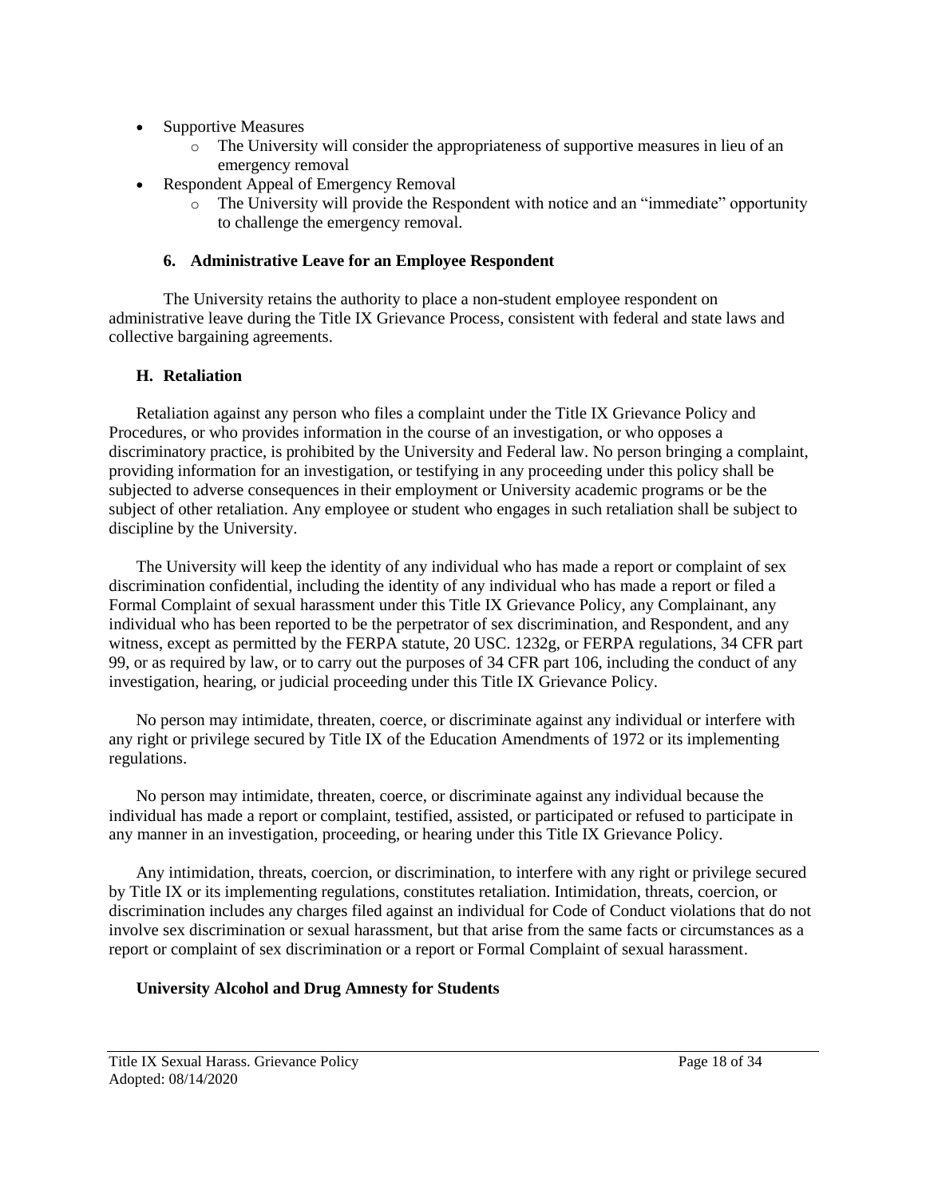- Supportive Measures
  - The University will consider the appropriateness of supportive measures in lieu of an emergency removal
- Respondent Appeal of Emergency Removal
  - The University will provide the Respondent with notice and an "immediate" opportunity to challenge the emergency removal.

### 6. Administrative Leave for an Employee Respondent

The University retains the authority to place a non-student employee respondent on administrative leave during the Title IX Grievance Process, consistent with federal and state laws and collective bargaining agreements.

## H. Retaliation

Retaliation against any person who files a complaint under the Title IX Grievance Policy and Procedures, or who provides information in the course of an investigation, or who opposes a discriminatory practice, is prohibited by the University and Federal law. No person bringing a complaint, providing information for an investigation, or testifying in any proceeding under this policy shall be subjected to adverse consequences in their employment or University academic programs or be the subject of other retaliation. Any employee or student who engages in such retaliation shall be subject to discipline by the University.

The University will keep the identity of any individual who has made a report or complaint of sex discrimination confidential, including the identity of any individual who has made a report or filed a Formal Complaint of sexual harassment under this Title IX Grievance Policy, any Complainant, any individual who has been reported to be the perpetrator of sex discrimination, and Respondent, and any witness, except as permitted by the FERPA statute, 20 USC. 1232g, or FERPA regulations, 34 CFR part 99, or as required by law, or to carry out the purposes of 34 CFR part 106, including the conduct of any investigation, hearing, or judicial proceeding under this Title IX Grievance Policy.

No person may intimidate, threaten, coerce, or discriminate against any individual or interfere with any right or privilege secured by Title IX of the Education Amendments of 1972 or its implementing regulations.

No person may intimidate, threaten, coerce, or discriminate against any individual because the individual has made a report or complaint, testified, assisted, or participated or refused to participate in any manner in an investigation, proceeding, or hearing under this Title IX Grievance Policy.

Any intimidation, threats, coercion, or discrimination, to interfere with any right or privilege secured by Title IX or its implementing regulations, constitutes retaliation. Intimidation, threats, coercion, or discrimination includes any charges filed against an individual for Code of Conduct violations that do not involve sex discrimination or sexual harassment, but that arise from the same facts or circumstances as a report or complaint of sex discrimination or a report or Formal Complaint of sexual harassment.

**University Alcohol and Drug Amnesty for Students**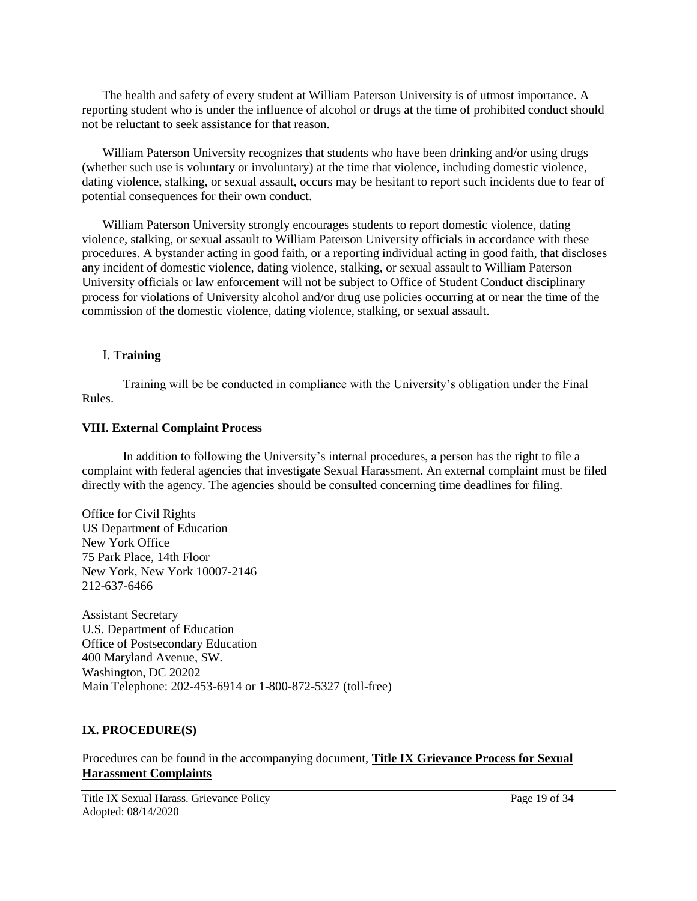The health and safety of every student at William Paterson University is of utmost importance. A reporting student who is under the influence of alcohol or drugs at the time of prohibited conduct should not be reluctant to seek assistance for that reason.

William Paterson University recognizes that students who have been drinking and/or using drugs (whether such use is voluntary or involuntary) at the time that violence, including domestic violence, dating violence, stalking, or sexual assault, occurs may be hesitant to report such incidents due to fear of potential consequences for their own conduct.

William Paterson University strongly encourages students to report domestic violence, dating violence, stalking, or sexual assault to William Paterson University officials in accordance with these procedures. A bystander acting in good faith, or a reporting individual acting in good faith, that discloses any incident of domestic violence, dating violence, stalking, or sexual assault to William Paterson University officials or law enforcement will not be subject to Office of Student Conduct disciplinary process for violations of University alcohol and/or drug use policies occurring at or near the time of the commission of the domestic violence, dating violence, stalking, or sexual assault.

## I. **Training**

Training will be be conducted in compliance with the University's obligation under the Final Rules.

## VIII. External Complaint Process

In addition to following the University's internal procedures, a person has the right to file a complaint with federal agencies that investigate Sexual Harassment. An external complaint must be filed directly with the agency. The agencies should be consulted concerning time deadlines for filing.

Office for Civil Rights
US Department of Education
New York Office
75 Park Place, 14th Floor
New York, New York 10007-2146
212-637-6466

Assistant Secretary
U.S. Department of Education
Office of Postsecondary Education
400 Maryland Avenue, SW.
Washington, DC 20202
Main Telephone: 202-453-6914 or 1-800-872-5327 (toll-free)

## IX. PROCEDURE(S)

Procedures can be found in the accompanying document, **Title IX Grievance Process for Sexual Harassment Complaints**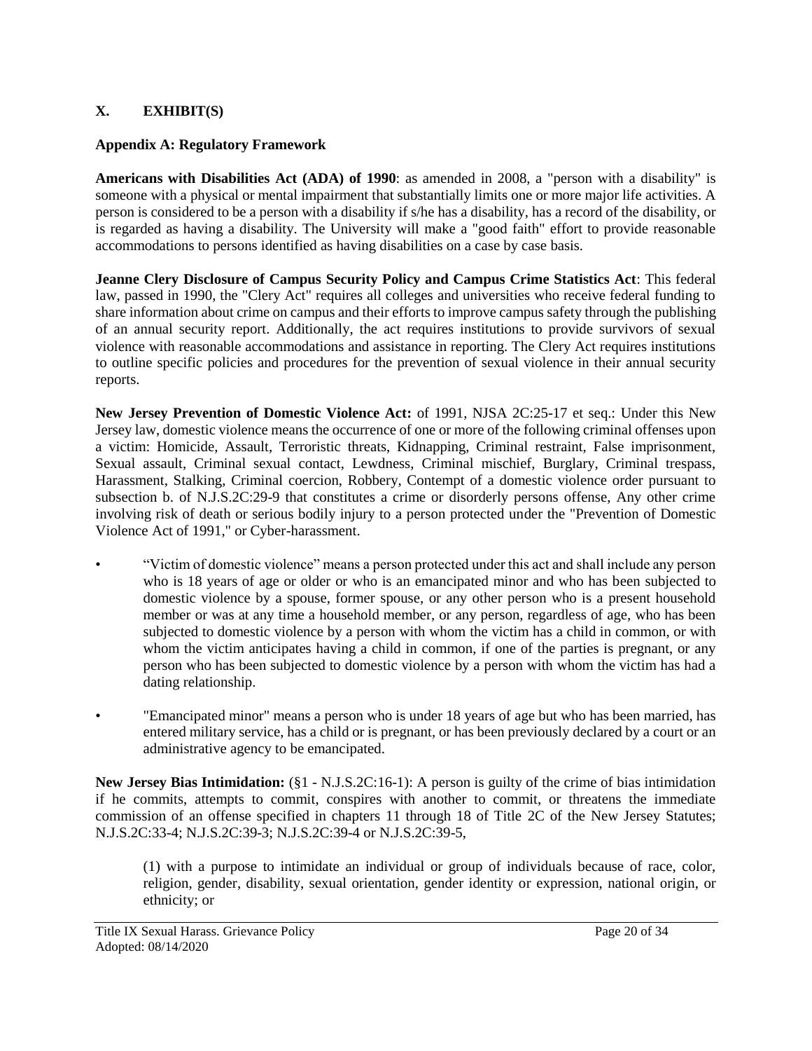## X. EXHIBIT(S)

### Appendix A: Regulatory Framework

**Americans with Disabilities Act (ADA) of 1990**: as amended in 2008, a "person with a disability" is someone with a physical or mental impairment that substantially limits one or more major life activities. A person is considered to be a person with a disability if s/he has a disability, has a record of the disability, or is regarded as having a disability. The University will make a "good faith" effort to provide reasonable accommodations to persons identified as having disabilities on a case by case basis.

**Jeanne Clery Disclosure of Campus Security Policy and Campus Crime Statistics Act**: This federal law, passed in 1990, the "Clery Act" requires all colleges and universities who receive federal funding to share information about crime on campus and their efforts to improve campus safety through the publishing of an annual security report. Additionally, the act requires institutions to provide survivors of sexual violence with reasonable accommodations and assistance in reporting. The Clery Act requires institutions to outline specific policies and procedures for the prevention of sexual violence in their annual security reports.

**New Jersey Prevention of Domestic Violence Act:** of 1991, NJSA 2C:25-17 et seq.: Under this New Jersey law, domestic violence means the occurrence of one or more of the following criminal offenses upon a victim: Homicide, Assault, Terroristic threats, Kidnapping, Criminal restraint, False imprisonment, Sexual assault, Criminal sexual contact, Lewdness, Criminal mischief, Burglary, Criminal trespass, Harassment, Stalking, Criminal coercion, Robbery, Contempt of a domestic violence order pursuant to subsection b. of N.J.S.2C:29-9 that constitutes a crime or disorderly persons offense, Any other crime involving risk of death or serious bodily injury to a person protected under the "Prevention of Domestic Violence Act of 1991," or Cyber-harassment.

- "Victim of domestic violence" means a person protected under this act and shall include any person who is 18 years of age or older or who is an emancipated minor and who has been subjected to domestic violence by a spouse, former spouse, or any other person who is a present household member or was at any time a household member, or any person, regardless of age, who has been subjected to domestic violence by a person with whom the victim has a child in common, or with whom the victim anticipates having a child in common, if one of the parties is pregnant, or any person who has been subjected to domestic violence by a person with whom the victim has had a dating relationship.

- "Emancipated minor" means a person who is under 18 years of age but who has been married, has entered military service, has a child or is pregnant, or has been previously declared by a court or an administrative agency to be emancipated.

**New Jersey Bias Intimidation:** (§1 - N.J.S.2C:16-1): A person is guilty of the crime of bias intimidation if he commits, attempts to commit, conspires with another to commit, or threatens the immediate commission of an offense specified in chapters 11 through 18 of Title 2C of the New Jersey Statutes; N.J.S.2C:33-4; N.J.S.2C:39-3; N.J.S.2C:39-4 or N.J.S.2C:39-5,

(1) with a purpose to intimidate an individual or group of individuals because of race, color, religion, gender, disability, sexual orientation, gender identity or expression, national origin, or ethnicity; or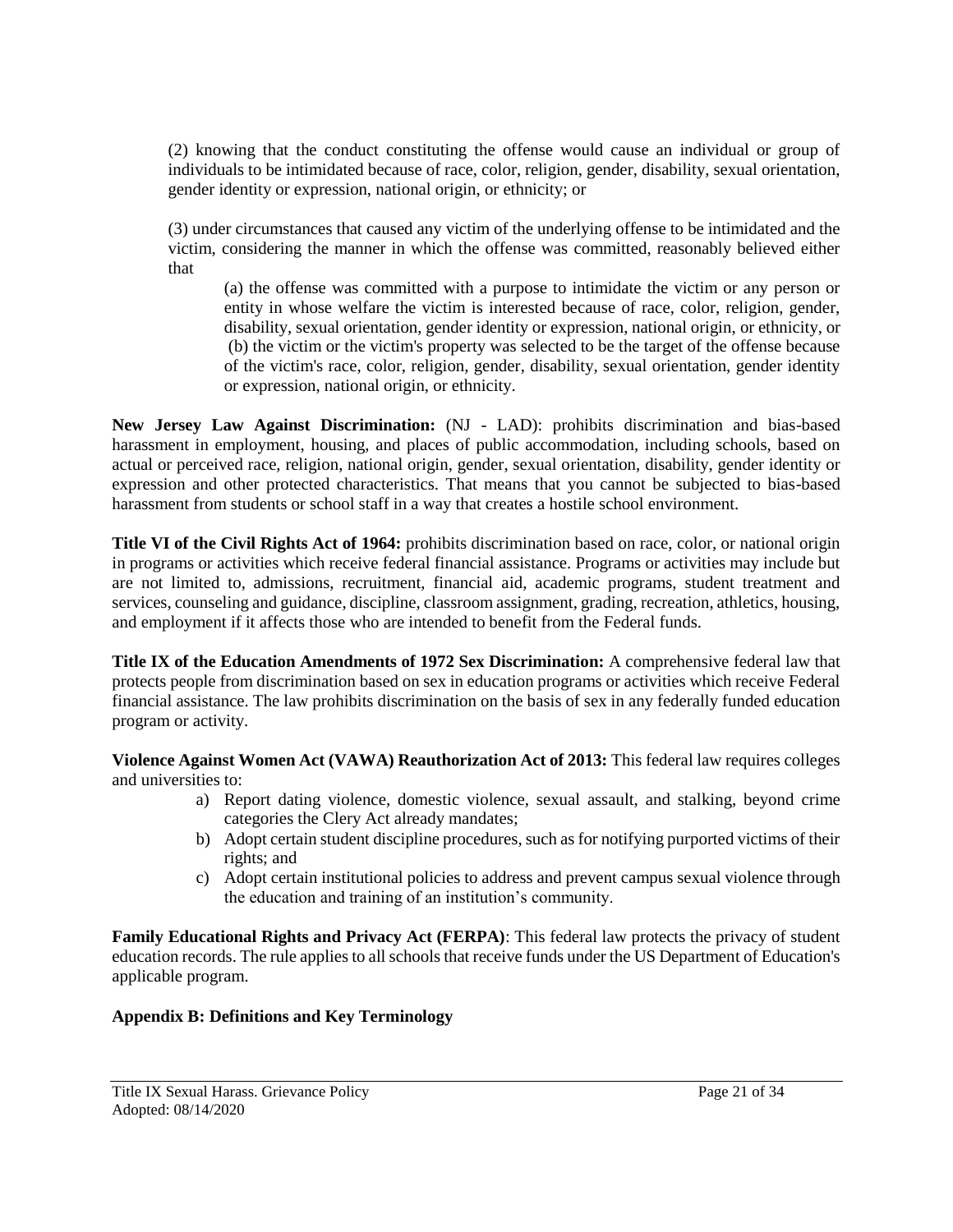(2) knowing that the conduct constituting the offense would cause an individual or group of individuals to be intimidated because of race, color, religion, gender, disability, sexual orientation, gender identity or expression, national origin, or ethnicity; or

(3) under circumstances that caused any victim of the underlying offense to be intimidated and the victim, considering the manner in which the offense was committed, reasonably believed either that

> (a) the offense was committed with a purpose to intimidate the victim or any person or entity in whose welfare the victim is interested because of race, color, religion, gender, disability, sexual orientation, gender identity or expression, national origin, or ethnicity, or
>
> (b) the victim or the victim's property was selected to be the target of the offense because of the victim's race, color, religion, gender, disability, sexual orientation, gender identity or expression, national origin, or ethnicity.

**New Jersey Law Against Discrimination:** (NJ - LAD): prohibits discrimination and bias-based harassment in employment, housing, and places of public accommodation, including schools, based on actual or perceived race, religion, national origin, gender, sexual orientation, disability, gender identity or expression and other protected characteristics. That means that you cannot be subjected to bias-based harassment from students or school staff in a way that creates a hostile school environment.

**Title VI of the Civil Rights Act of 1964:** prohibits discrimination based on race, color, or national origin in programs or activities which receive federal financial assistance. Programs or activities may include but are not limited to, admissions, recruitment, financial aid, academic programs, student treatment and services, counseling and guidance, discipline, classroom assignment, grading, recreation, athletics, housing, and employment if it affects those who are intended to benefit from the Federal funds.

**Title IX of the Education Amendments of 1972 Sex Discrimination:** A comprehensive federal law that protects people from discrimination based on sex in education programs or activities which receive Federal financial assistance. The law prohibits discrimination on the basis of sex in any federally funded education program or activity.

**Violence Against Women Act (VAWA) Reauthorization Act of 2013:** This federal law requires colleges and universities to:

a) Report dating violence, domestic violence, sexual assault, and stalking, beyond crime categories the Clery Act already mandates;
b) Adopt certain student discipline procedures, such as for notifying purported victims of their rights; and
c) Adopt certain institutional policies to address and prevent campus sexual violence through the education and training of an institution's community.

**Family Educational Rights and Privacy Act (FERPA)**: This federal law protects the privacy of student education records. The rule applies to all schools that receive funds under the US Department of Education's applicable program.

## Appendix B: Definitions and Key Terminology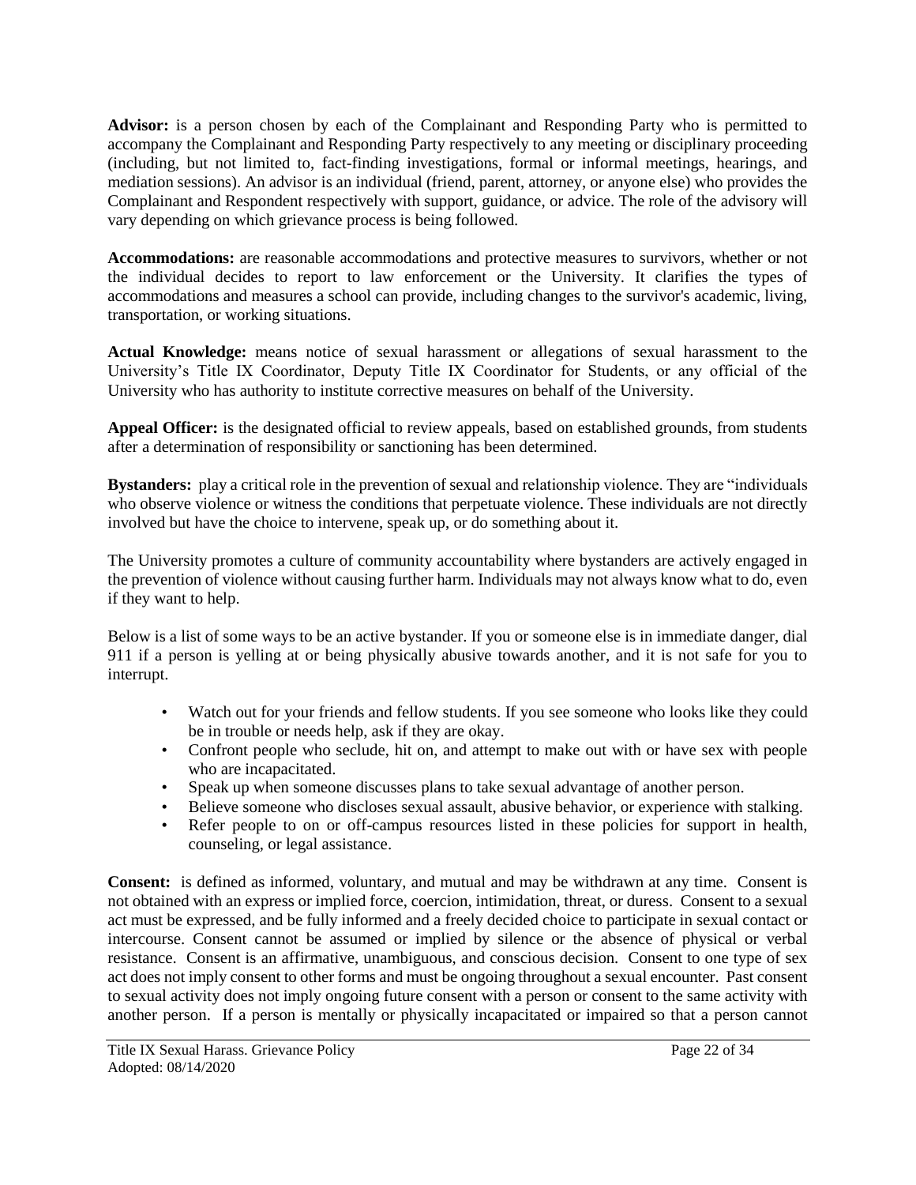**Advisor:** is a person chosen by each of the Complainant and Responding Party who is permitted to accompany the Complainant and Responding Party respectively to any meeting or disciplinary proceeding (including, but not limited to, fact-finding investigations, formal or informal meetings, hearings, and mediation sessions). An advisor is an individual (friend, parent, attorney, or anyone else) who provides the Complainant and Respondent respectively with support, guidance, or advice. The role of the advisory will vary depending on which grievance process is being followed.

**Accommodations:** are reasonable accommodations and protective measures to survivors, whether or not the individual decides to report to law enforcement or the University. It clarifies the types of accommodations and measures a school can provide, including changes to the survivor's academic, living, transportation, or working situations.

**Actual Knowledge:** means notice of sexual harassment or allegations of sexual harassment to the University's Title IX Coordinator, Deputy Title IX Coordinator for Students, or any official of the University who has authority to institute corrective measures on behalf of the University.

**Appeal Officer:** is the designated official to review appeals, based on established grounds, from students after a determination of responsibility or sanctioning has been determined.

**Bystanders:** play a critical role in the prevention of sexual and relationship violence. They are "individuals who observe violence or witness the conditions that perpetuate violence. These individuals are not directly involved but have the choice to intervene, speak up, or do something about it.

The University promotes a culture of community accountability where bystanders are actively engaged in the prevention of violence without causing further harm. Individuals may not always know what to do, even if they want to help.

Below is a list of some ways to be an active bystander. If you or someone else is in immediate danger, dial 911 if a person is yelling at or being physically abusive towards another, and it is not safe for you to interrupt.

- Watch out for your friends and fellow students. If you see someone who looks like they could be in trouble or needs help, ask if they are okay.
- Confront people who seclude, hit on, and attempt to make out with or have sex with people who are incapacitated.
- Speak up when someone discusses plans to take sexual advantage of another person.
- Believe someone who discloses sexual assault, abusive behavior, or experience with stalking.
- Refer people to on or off-campus resources listed in these policies for support in health, counseling, or legal assistance.

**Consent:** is defined as informed, voluntary, and mutual and may be withdrawn at any time. Consent is not obtained with an express or implied force, coercion, intimidation, threat, or duress. Consent to a sexual act must be expressed, and be fully informed and a freely decided choice to participate in sexual contact or intercourse. Consent cannot be assumed or implied by silence or the absence of physical or verbal resistance. Consent is an affirmative, unambiguous, and conscious decision. Consent to one type of sex act does not imply consent to other forms and must be ongoing throughout a sexual encounter. Past consent to sexual activity does not imply ongoing future consent with a person or consent to the same activity with another person. If a person is mentally or physically incapacitated or impaired so that a person cannot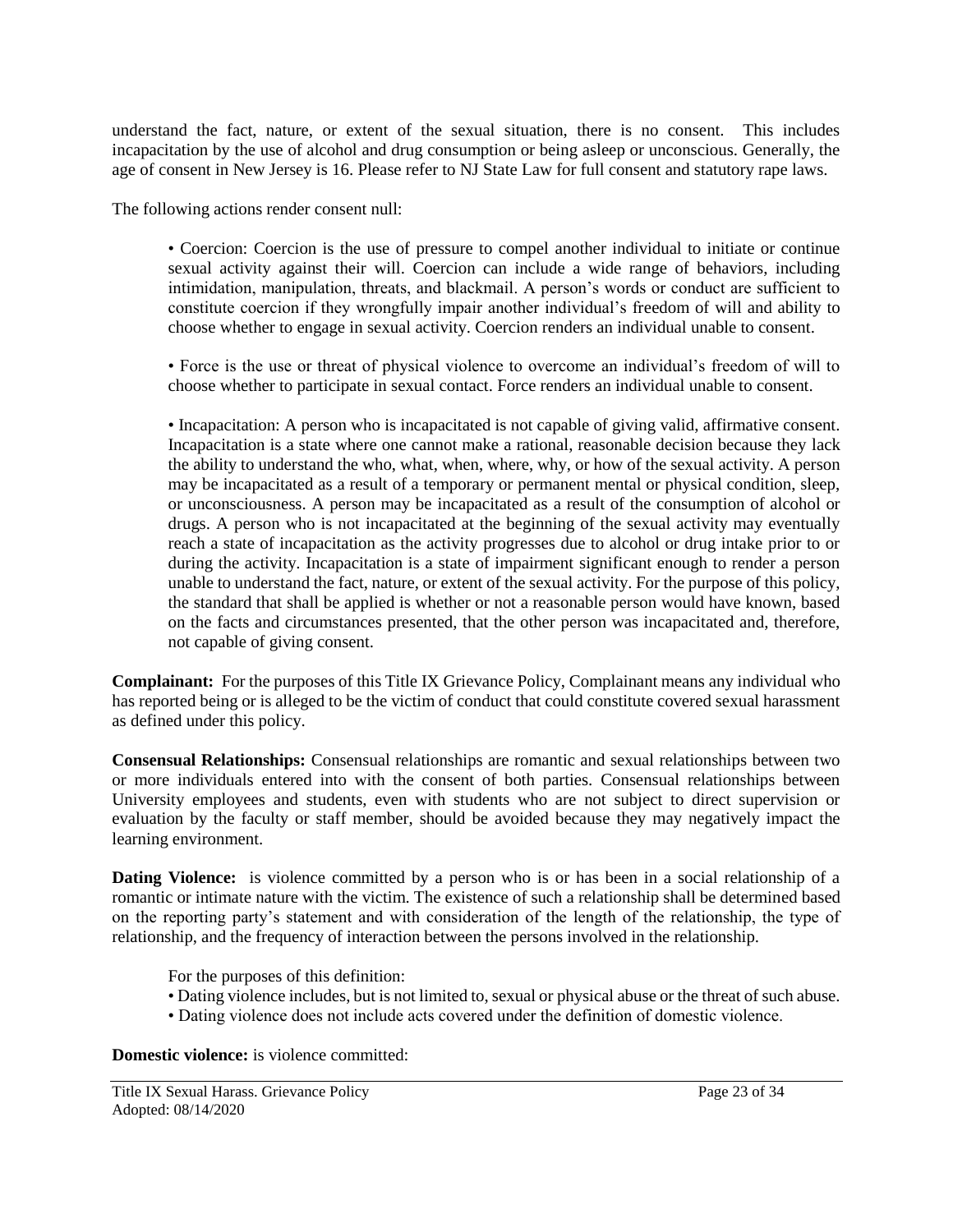understand the fact, nature, or extent of the sexual situation, there is no consent. This includes incapacitation by the use of alcohol and drug consumption or being asleep or unconscious. Generally, the age of consent in New Jersey is 16. Please refer to NJ State Law for full consent and statutory rape laws.

The following actions render consent null:

> • Coercion: Coercion is the use of pressure to compel another individual to initiate or continue sexual activity against their will. Coercion can include a wide range of behaviors, including intimidation, manipulation, threats, and blackmail. A person's words or conduct are sufficient to constitute coercion if they wrongfully impair another individual's freedom of will and ability to choose whether to engage in sexual activity. Coercion renders an individual unable to consent.
>
> • Force is the use or threat of physical violence to overcome an individual's freedom of will to choose whether to participate in sexual contact. Force renders an individual unable to consent.
>
> • Incapacitation: A person who is incapacitated is not capable of giving valid, affirmative consent. Incapacitation is a state where one cannot make a rational, reasonable decision because they lack the ability to understand the who, what, when, where, why, or how of the sexual activity. A person may be incapacitated as a result of a temporary or permanent mental or physical condition, sleep, or unconsciousness. A person may be incapacitated as a result of the consumption of alcohol or drugs. A person who is not incapacitated at the beginning of the sexual activity may eventually reach a state of incapacitation as the activity progresses due to alcohol or drug intake prior to or during the activity. Incapacitation is a state of impairment significant enough to render a person unable to understand the fact, nature, or extent of the sexual activity. For the purpose of this policy, the standard that shall be applied is whether or not a reasonable person would have known, based on the facts and circumstances presented, that the other person was incapacitated and, therefore, not capable of giving consent.

**Complainant:** For the purposes of this Title IX Grievance Policy, Complainant means any individual who has reported being or is alleged to be the victim of conduct that could constitute covered sexual harassment as defined under this policy.

**Consensual Relationships:** Consensual relationships are romantic and sexual relationships between two or more individuals entered into with the consent of both parties. Consensual relationships between University employees and students, even with students who are not subject to direct supervision or evaluation by the faculty or staff member, should be avoided because they may negatively impact the learning environment.

**Dating Violence:** is violence committed by a person who is or has been in a social relationship of a romantic or intimate nature with the victim. The existence of such a relationship shall be determined based on the reporting party's statement and with consideration of the length of the relationship, the type of relationship, and the frequency of interaction between the persons involved in the relationship.

> For the purposes of this definition:
>
> • Dating violence includes, but is not limited to, sexual or physical abuse or the threat of such abuse.
>
> • Dating violence does not include acts covered under the definition of domestic violence.

**Domestic violence:** is violence committed: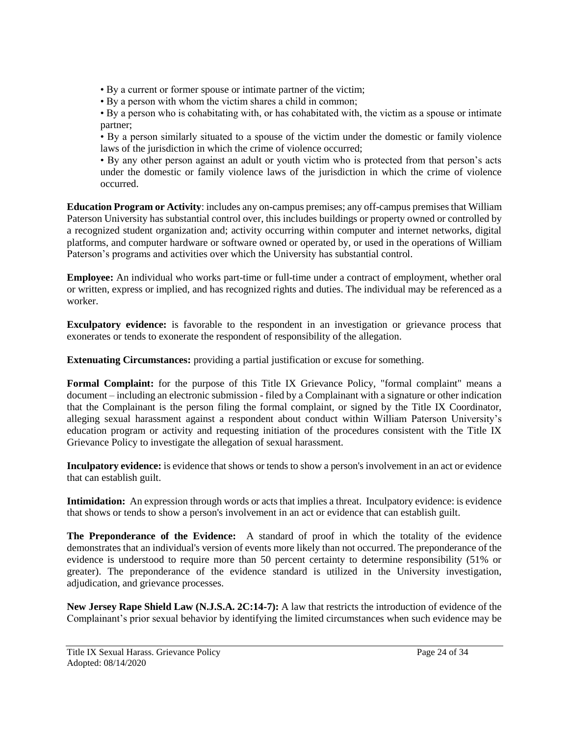- By a current or former spouse or intimate partner of the victim;
- By a person with whom the victim shares a child in common;
- By a person who is cohabitating with, or has cohabitated with, the victim as a spouse or intimate partner;
- By a person similarly situated to a spouse of the victim under the domestic or family violence laws of the jurisdiction in which the crime of violence occurred;
- By any other person against an adult or youth victim who is protected from that person's acts under the domestic or family violence laws of the jurisdiction in which the crime of violence occurred.

**Education Program or Activity**: includes any on-campus premises; any off-campus premises that William Paterson University has substantial control over, this includes buildings or property owned or controlled by a recognized student organization and; activity occurring within computer and internet networks, digital platforms, and computer hardware or software owned or operated by, or used in the operations of William Paterson's programs and activities over which the University has substantial control.

**Employee:** An individual who works part-time or full-time under a contract of employment, whether oral or written, express or implied, and has recognized rights and duties. The individual may be referenced as a worker.

**Exculpatory evidence:** is favorable to the respondent in an investigation or grievance process that exonerates or tends to exonerate the respondent of responsibility of the allegation.

**Extenuating Circumstances:** providing a partial justification or excuse for something.

**Formal Complaint:** for the purpose of this Title IX Grievance Policy, "formal complaint" means a document – including an electronic submission - filed by a Complainant with a signature or other indication that the Complainant is the person filing the formal complaint, or signed by the Title IX Coordinator, alleging sexual harassment against a respondent about conduct within William Paterson University's education program or activity and requesting initiation of the procedures consistent with the Title IX Grievance Policy to investigate the allegation of sexual harassment.

**Inculpatory evidence:** is evidence that shows or tends to show a person's involvement in an act or evidence that can establish guilt.

**Intimidation:** An expression through words or acts that implies a threat. Inculpatory evidence: is evidence that shows or tends to show a person's involvement in an act or evidence that can establish guilt.

**The Preponderance of the Evidence:** A standard of proof in which the totality of the evidence demonstrates that an individual's version of events more likely than not occurred. The preponderance of the evidence is understood to require more than 50 percent certainty to determine responsibility (51% or greater). The preponderance of the evidence standard is utilized in the University investigation, adjudication, and grievance processes.

**New Jersey Rape Shield Law (N.J.S.A. 2C:14-7):** A law that restricts the introduction of evidence of the Complainant's prior sexual behavior by identifying the limited circumstances when such evidence may be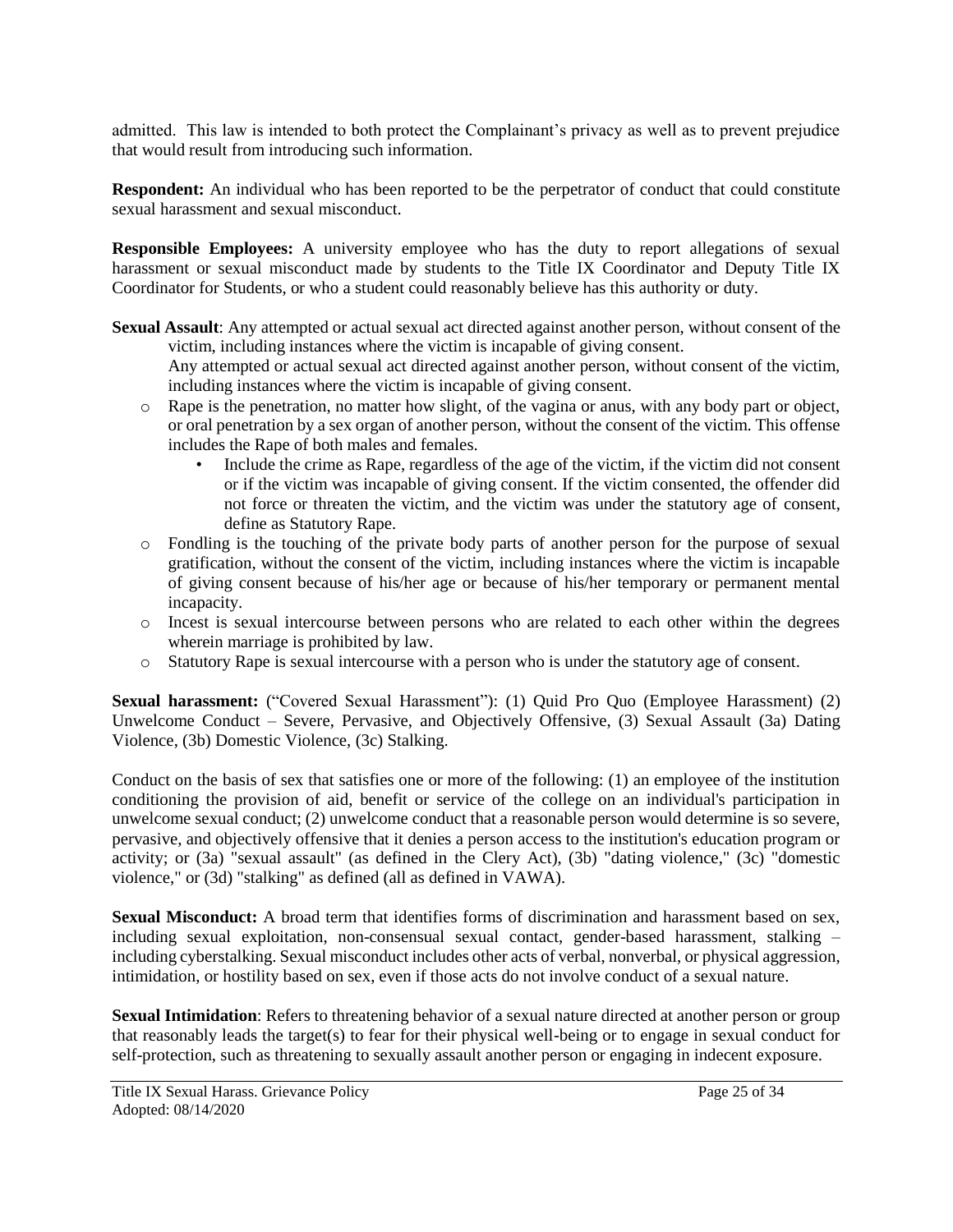admitted. This law is intended to both protect the Complainant's privacy as well as to prevent prejudice that would result from introducing such information.

**Respondent:** An individual who has been reported to be the perpetrator of conduct that could constitute sexual harassment and sexual misconduct.

**Responsible Employees:** A university employee who has the duty to report allegations of sexual harassment or sexual misconduct made by students to the Title IX Coordinator and Deputy Title IX Coordinator for Students, or who a student could reasonably believe has this authority or duty.

**Sexual Assault**: Any attempted or actual sexual act directed against another person, without consent of the victim, including instances where the victim is incapable of giving consent.
Any attempted or actual sexual act directed against another person, without consent of the victim, including instances where the victim is incapable of giving consent.

- Rape is the penetration, no matter how slight, of the vagina or anus, with any body part or object, or oral penetration by a sex organ of another person, without the consent of the victim. This offense includes the Rape of both males and females.
    - Include the crime as Rape, regardless of the age of the victim, if the victim did not consent or if the victim was incapable of giving consent. If the victim consented, the offender did not force or threaten the victim, and the victim was under the statutory age of consent, define as Statutory Rape.
- Fondling is the touching of the private body parts of another person for the purpose of sexual gratification, without the consent of the victim, including instances where the victim is incapable of giving consent because of his/her age or because of his/her temporary or permanent mental incapacity.
- Incest is sexual intercourse between persons who are related to each other within the degrees wherein marriage is prohibited by law.
- Statutory Rape is sexual intercourse with a person who is under the statutory age of consent.

**Sexual harassment:** ("Covered Sexual Harassment"): (1) Quid Pro Quo (Employee Harassment) (2) Unwelcome Conduct – Severe, Pervasive, and Objectively Offensive, (3) Sexual Assault (3a) Dating Violence, (3b) Domestic Violence, (3c) Stalking.

Conduct on the basis of sex that satisfies one or more of the following: (1) an employee of the institution conditioning the provision of aid, benefit or service of the college on an individual's participation in unwelcome sexual conduct; (2) unwelcome conduct that a reasonable person would determine is so severe, pervasive, and objectively offensive that it denies a person access to the institution's education program or activity; or (3a) "sexual assault" (as defined in the Clery Act), (3b) "dating violence," (3c) "domestic violence," or (3d) "stalking" as defined (all as defined in VAWA).

**Sexual Misconduct:** A broad term that identifies forms of discrimination and harassment based on sex, including sexual exploitation, non-consensual sexual contact, gender-based harassment, stalking – including cyberstalking. Sexual misconduct includes other acts of verbal, nonverbal, or physical aggression, intimidation, or hostility based on sex, even if those acts do not involve conduct of a sexual nature.

**Sexual Intimidation**: Refers to threatening behavior of a sexual nature directed at another person or group that reasonably leads the target(s) to fear for their physical well-being or to engage in sexual conduct for self-protection, such as threatening to sexually assault another person or engaging in indecent exposure.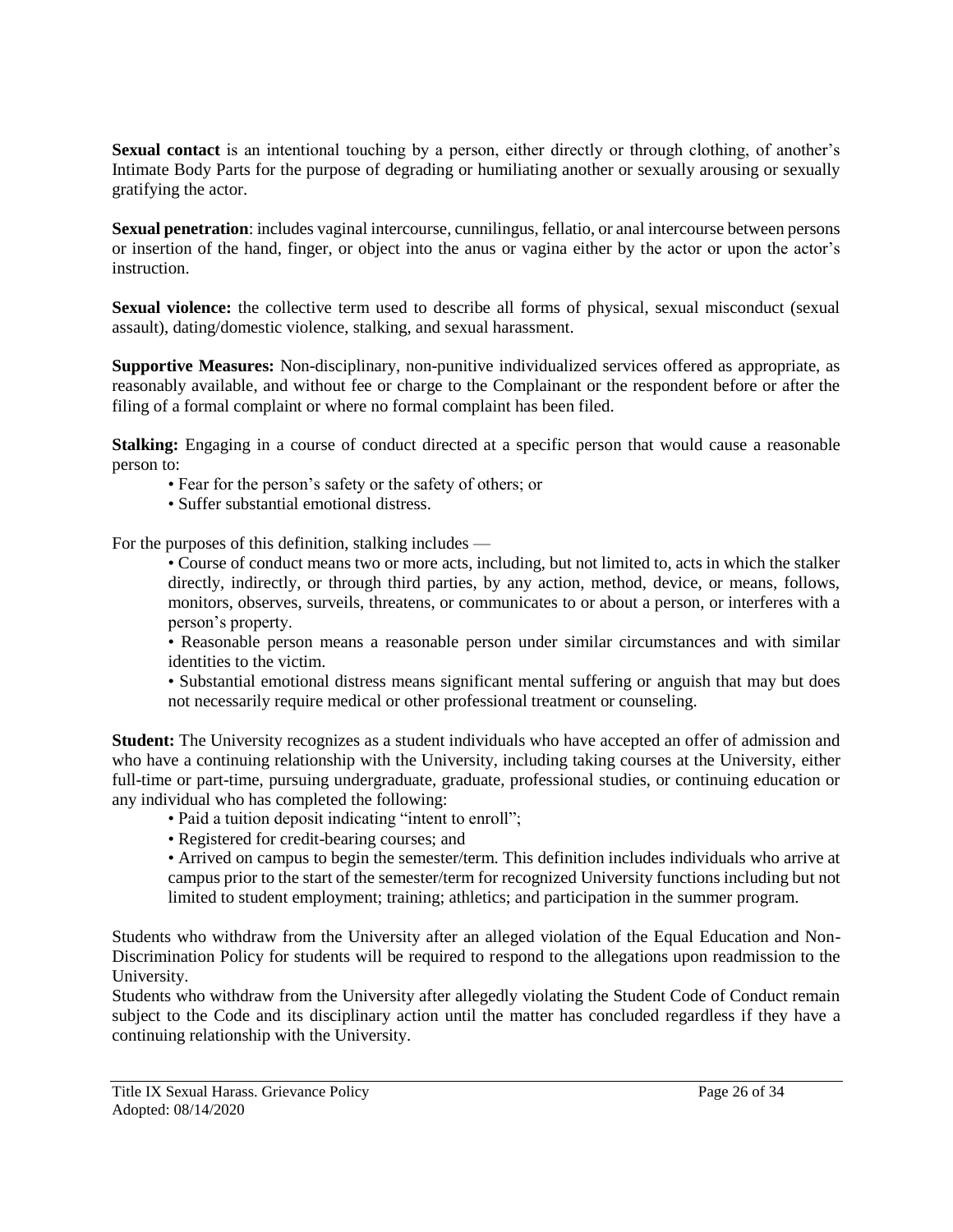**Sexual contact** is an intentional touching by a person, either directly or through clothing, of another's Intimate Body Parts for the purpose of degrading or humiliating another or sexually arousing or sexually gratifying the actor.

**Sexual penetration**: includes vaginal intercourse, cunnilingus, fellatio, or anal intercourse between persons or insertion of the hand, finger, or object into the anus or vagina either by the actor or upon the actor's instruction.

**Sexual violence:** the collective term used to describe all forms of physical, sexual misconduct (sexual assault), dating/domestic violence, stalking, and sexual harassment.

**Supportive Measures:** Non-disciplinary, non-punitive individualized services offered as appropriate, as reasonably available, and without fee or charge to the Complainant or the respondent before or after the filing of a formal complaint or where no formal complaint has been filed.

**Stalking:** Engaging in a course of conduct directed at a specific person that would cause a reasonable person to:

- Fear for the person's safety or the safety of others; or
- Suffer substantial emotional distress.

For the purposes of this definition, stalking includes —

- Course of conduct means two or more acts, including, but not limited to, acts in which the stalker directly, indirectly, or through third parties, by any action, method, device, or means, follows, monitors, observes, surveils, threatens, or communicates to or about a person, or interferes with a person's property.
- Reasonable person means a reasonable person under similar circumstances and with similar identities to the victim.
- Substantial emotional distress means significant mental suffering or anguish that may but does not necessarily require medical or other professional treatment or counseling.

**Student:** The University recognizes as a student individuals who have accepted an offer of admission and who have a continuing relationship with the University, including taking courses at the University, either full-time or part-time, pursuing undergraduate, graduate, professional studies, or continuing education or any individual who has completed the following:

- Paid a tuition deposit indicating "intent to enroll";
- Registered for credit-bearing courses; and
- Arrived on campus to begin the semester/term. This definition includes individuals who arrive at campus prior to the start of the semester/term for recognized University functions including but not limited to student employment; training; athletics; and participation in the summer program.

Students who withdraw from the University after an alleged violation of the Equal Education and Non-Discrimination Policy for students will be required to respond to the allegations upon readmission to the University.
Students who withdraw from the University after allegedly violating the Student Code of Conduct remain subject to the Code and its disciplinary action until the matter has concluded regardless if they have a continuing relationship with the University.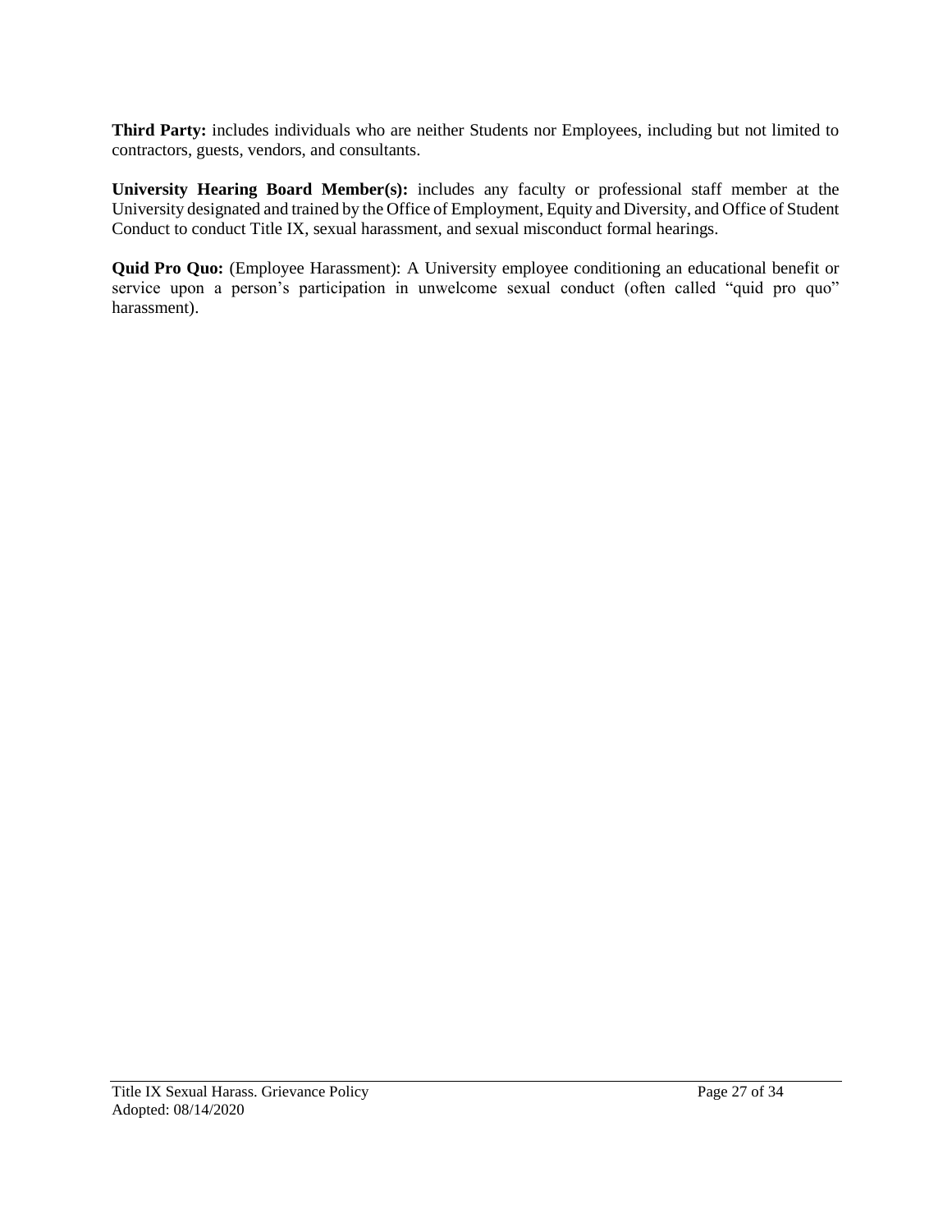**Third Party:** includes individuals who are neither Students nor Employees, including but not limited to contractors, guests, vendors, and consultants.

**University Hearing Board Member(s):** includes any faculty or professional staff member at the University designated and trained by the Office of Employment, Equity and Diversity, and Office of Student Conduct to conduct Title IX, sexual harassment, and sexual misconduct formal hearings.

**Quid Pro Quo:** (Employee Harassment): A University employee conditioning an educational benefit or service upon a person's participation in unwelcome sexual conduct (often called "quid pro quo" harassment).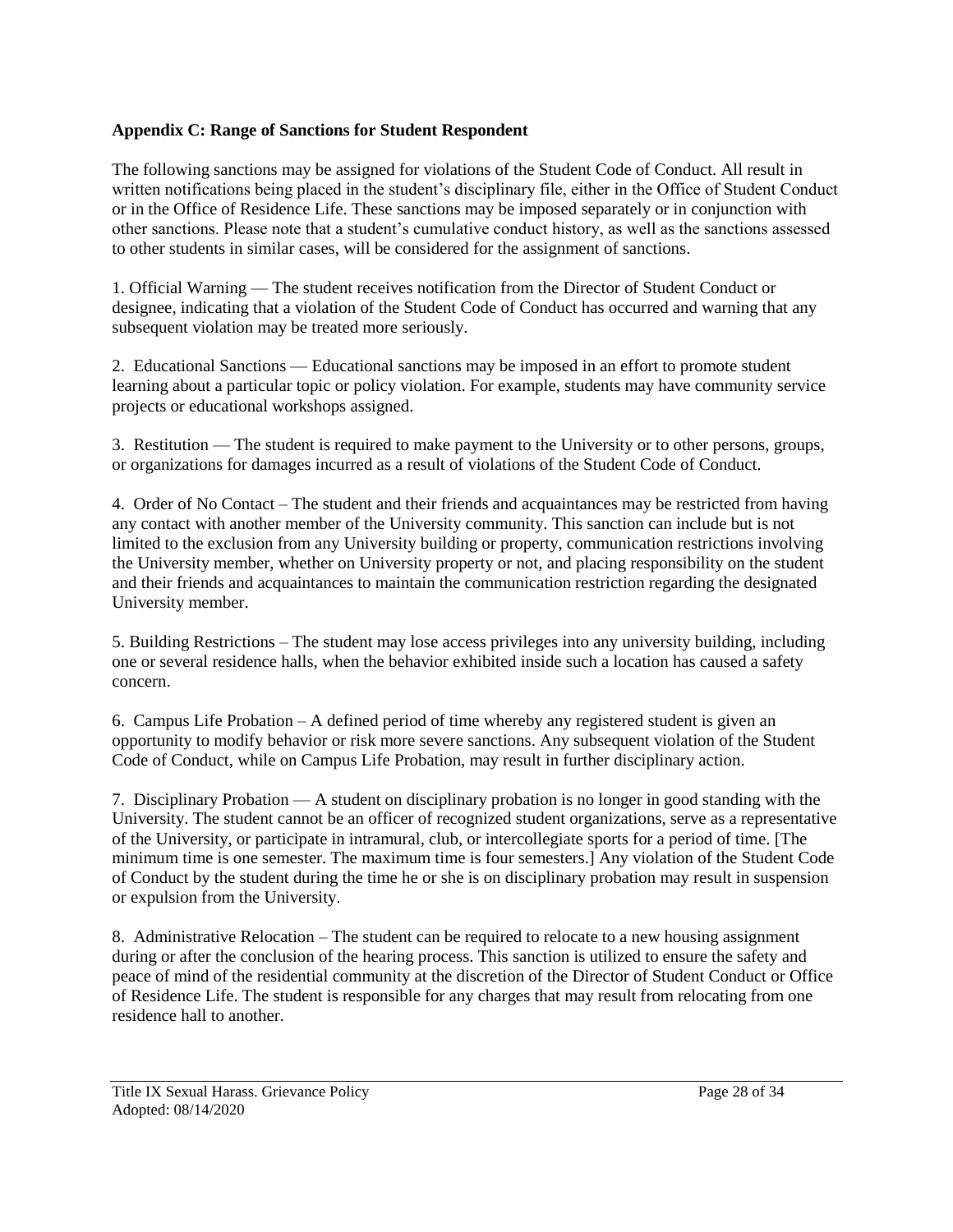**Appendix C: Range of Sanctions for Student Respondent**

The following sanctions may be assigned for violations of the Student Code of Conduct. All result in written notifications being placed in the student's disciplinary file, either in the Office of Student Conduct or in the Office of Residence Life. These sanctions may be imposed separately or in conjunction with other sanctions. Please note that a student's cumulative conduct history, as well as the sanctions assessed to other students in similar cases, will be considered for the assignment of sanctions.

1. Official Warning — The student receives notification from the Director of Student Conduct or designee, indicating that a violation of the Student Code of Conduct has occurred and warning that any subsequent violation may be treated more seriously.

2. Educational Sanctions — Educational sanctions may be imposed in an effort to promote student learning about a particular topic or policy violation. For example, students may have community service projects or educational workshops assigned.

3. Restitution — The student is required to make payment to the University or to other persons, groups, or organizations for damages incurred as a result of violations of the Student Code of Conduct.

4. Order of No Contact – The student and their friends and acquaintances may be restricted from having any contact with another member of the University community. This sanction can include but is not limited to the exclusion from any University building or property, communication restrictions involving the University member, whether on University property or not, and placing responsibility on the student and their friends and acquaintances to maintain the communication restriction regarding the designated University member.

5. Building Restrictions – The student may lose access privileges into any university building, including one or several residence halls, when the behavior exhibited inside such a location has caused a safety concern.

6. Campus Life Probation – A defined period of time whereby any registered student is given an opportunity to modify behavior or risk more severe sanctions. Any subsequent violation of the Student Code of Conduct, while on Campus Life Probation, may result in further disciplinary action.

7. Disciplinary Probation — A student on disciplinary probation is no longer in good standing with the University. The student cannot be an officer of recognized student organizations, serve as a representative of the University, or participate in intramural, club, or intercollegiate sports for a period of time. [The minimum time is one semester. The maximum time is four semesters.] Any violation of the Student Code of Conduct by the student during the time he or she is on disciplinary probation may result in suspension or expulsion from the University.

8. Administrative Relocation – The student can be required to relocate to a new housing assignment during or after the conclusion of the hearing process. This sanction is utilized to ensure the safety and peace of mind of the residential community at the discretion of the Director of Student Conduct or Office of Residence Life. The student is responsible for any charges that may result from relocating from one residence hall to another.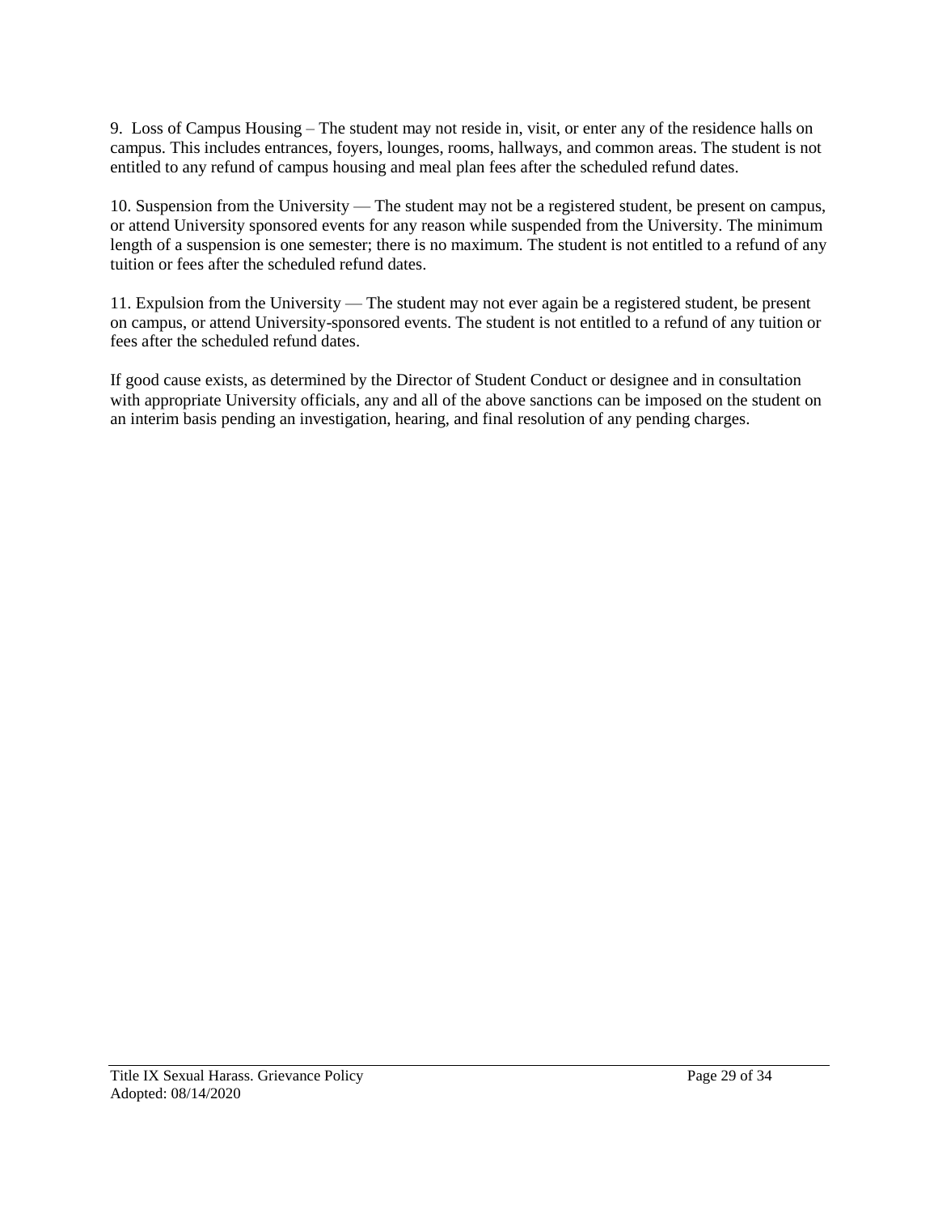9. Loss of Campus Housing – The student may not reside in, visit, or enter any of the residence halls on campus. This includes entrances, foyers, lounges, rooms, hallways, and common areas. The student is not entitled to any refund of campus housing and meal plan fees after the scheduled refund dates.

10. Suspension from the University — The student may not be a registered student, be present on campus, or attend University sponsored events for any reason while suspended from the University. The minimum length of a suspension is one semester; there is no maximum. The student is not entitled to a refund of any tuition or fees after the scheduled refund dates.

11. Expulsion from the University — The student may not ever again be a registered student, be present on campus, or attend University-sponsored events. The student is not entitled to a refund of any tuition or fees after the scheduled refund dates.

If good cause exists, as determined by the Director of Student Conduct or designee and in consultation with appropriate University officials, any and all of the above sanctions can be imposed on the student on an interim basis pending an investigation, hearing, and final resolution of any pending charges.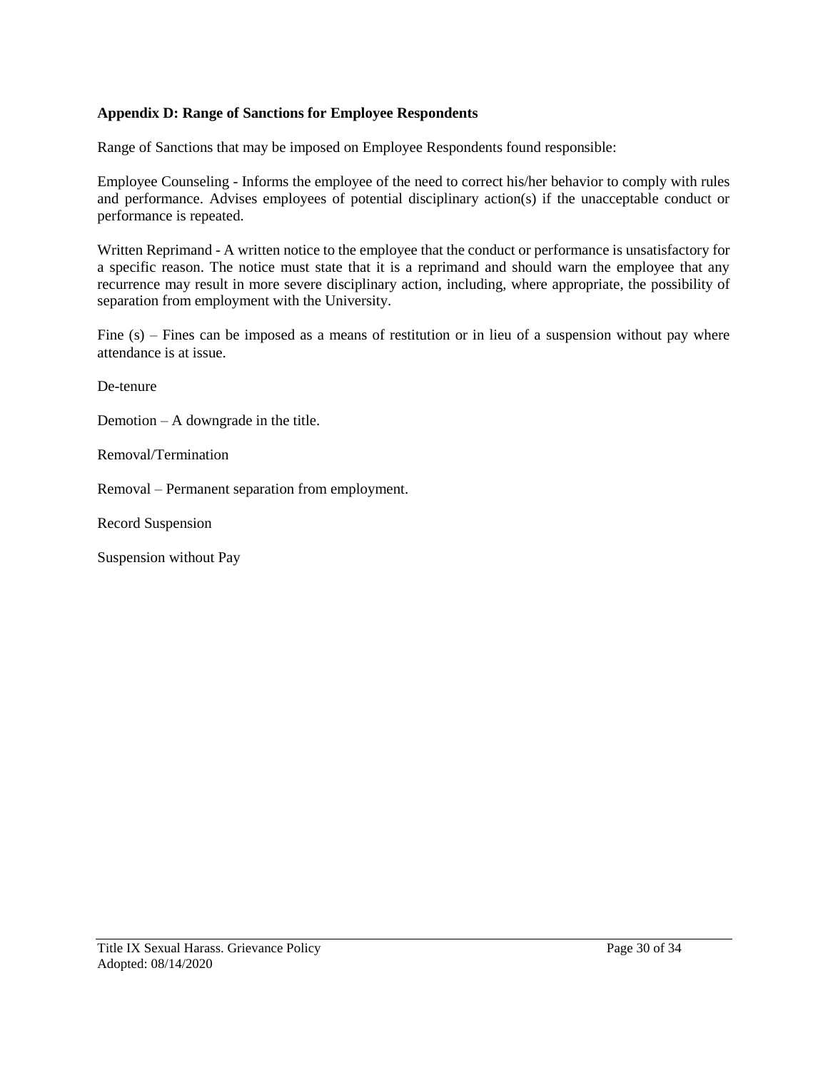**Appendix D: Range of Sanctions for Employee Respondents**

Range of Sanctions that may be imposed on Employee Respondents found responsible:

Employee Counseling - Informs the employee of the need to correct his/her behavior to comply with rules and performance. Advises employees of potential disciplinary action(s) if the unacceptable conduct or performance is repeated.

Written Reprimand - A written notice to the employee that the conduct or performance is unsatisfactory for a specific reason. The notice must state that it is a reprimand and should warn the employee that any recurrence may result in more severe disciplinary action, including, where appropriate, the possibility of separation from employment with the University.

Fine (s) – Fines can be imposed as a means of restitution or in lieu of a suspension without pay where attendance is at issue.

De-tenure

Demotion – A downgrade in the title.

Removal/Termination

Removal – Permanent separation from employment.

Record Suspension

Suspension without Pay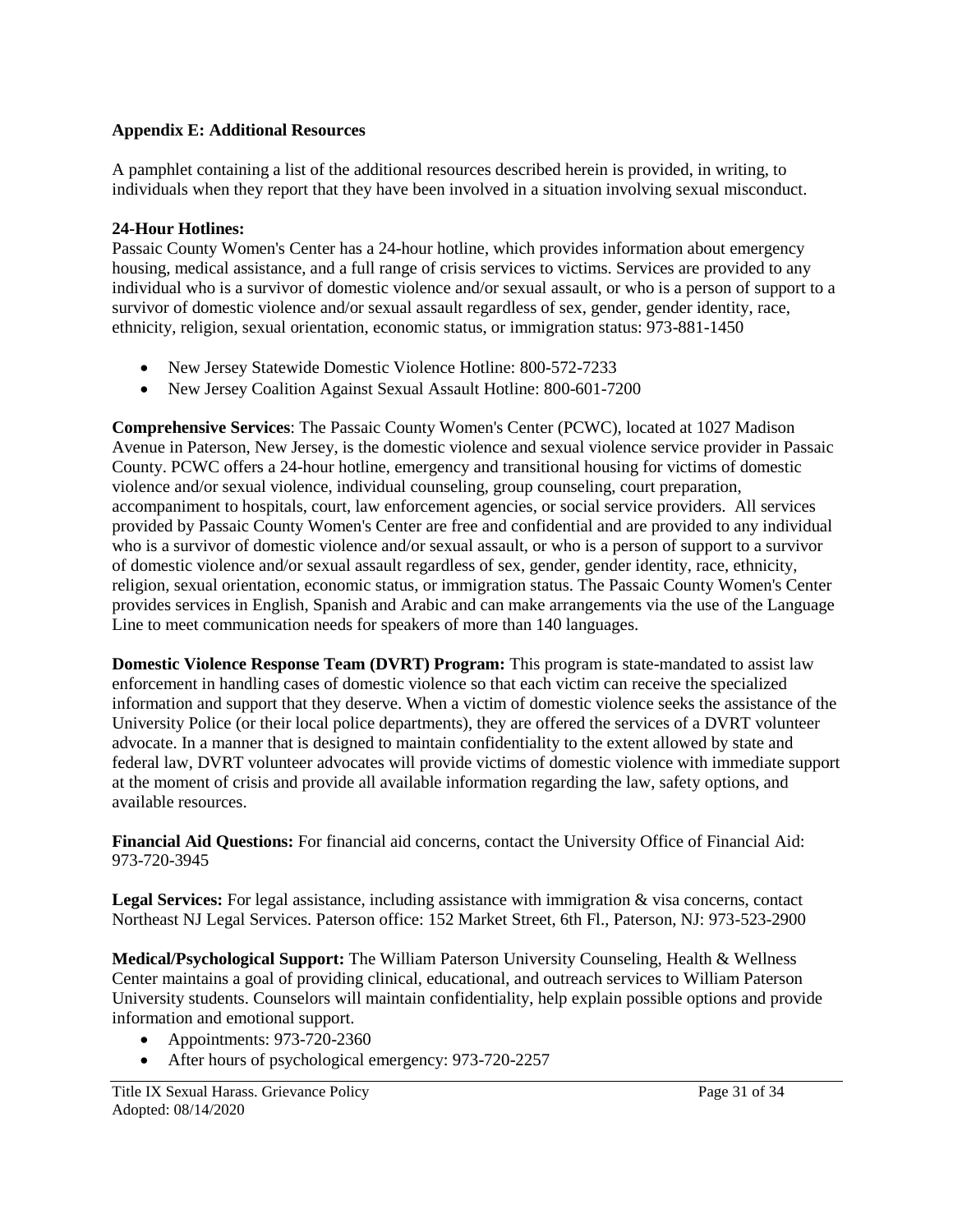**Appendix E: Additional Resources**

A pamphlet containing a list of the additional resources described herein is provided, in writing, to individuals when they report that they have been involved in a situation involving sexual misconduct.

**24-Hour Hotlines:**
Passaic County Women's Center has a 24-hour hotline, which provides information about emergency housing, medical assistance, and a full range of crisis services to victims. Services are provided to any individual who is a survivor of domestic violence and/or sexual assault, or who is a person of support to a survivor of domestic violence and/or sexual assault regardless of sex, gender, gender identity, race, ethnicity, religion, sexual orientation, economic status, or immigration status: 973-881-1450

- New Jersey Statewide Domestic Violence Hotline: 800-572-7233
- New Jersey Coalition Against Sexual Assault Hotline: 800-601-7200

**Comprehensive Services**: The Passaic County Women's Center (PCWC), located at 1027 Madison Avenue in Paterson, New Jersey, is the domestic violence and sexual violence service provider in Passaic County. PCWC offers a 24-hour hotline, emergency and transitional housing for victims of domestic violence and/or sexual violence, individual counseling, group counseling, court preparation, accompaniment to hospitals, court, law enforcement agencies, or social service providers. All services provided by Passaic County Women's Center are free and confidential and are provided to any individual who is a survivor of domestic violence and/or sexual assault, or who is a person of support to a survivor of domestic violence and/or sexual assault regardless of sex, gender, gender identity, race, ethnicity, religion, sexual orientation, economic status, or immigration status. The Passaic County Women's Center provides services in English, Spanish and Arabic and can make arrangements via the use of the Language Line to meet communication needs for speakers of more than 140 languages.

**Domestic Violence Response Team (DVRT) Program:** This program is state-mandated to assist law enforcement in handling cases of domestic violence so that each victim can receive the specialized information and support that they deserve. When a victim of domestic violence seeks the assistance of the University Police (or their local police departments), they are offered the services of a DVRT volunteer advocate. In a manner that is designed to maintain confidentiality to the extent allowed by state and federal law, DVRT volunteer advocates will provide victims of domestic violence with immediate support at the moment of crisis and provide all available information regarding the law, safety options, and available resources.

**Financial Aid Questions:** For financial aid concerns, contact the University Office of Financial Aid: 973-720-3945

**Legal Services:** For legal assistance, including assistance with immigration & visa concerns, contact Northeast NJ Legal Services. Paterson office: 152 Market Street, 6th Fl., Paterson, NJ: 973-523-2900

**Medical/Psychological Support:** The William Paterson University Counseling, Health & Wellness Center maintains a goal of providing clinical, educational, and outreach services to William Paterson University students. Counselors will maintain confidentiality, help explain possible options and provide information and emotional support.

- Appointments: 973-720-2360
- After hours of psychological emergency: 973-720-2257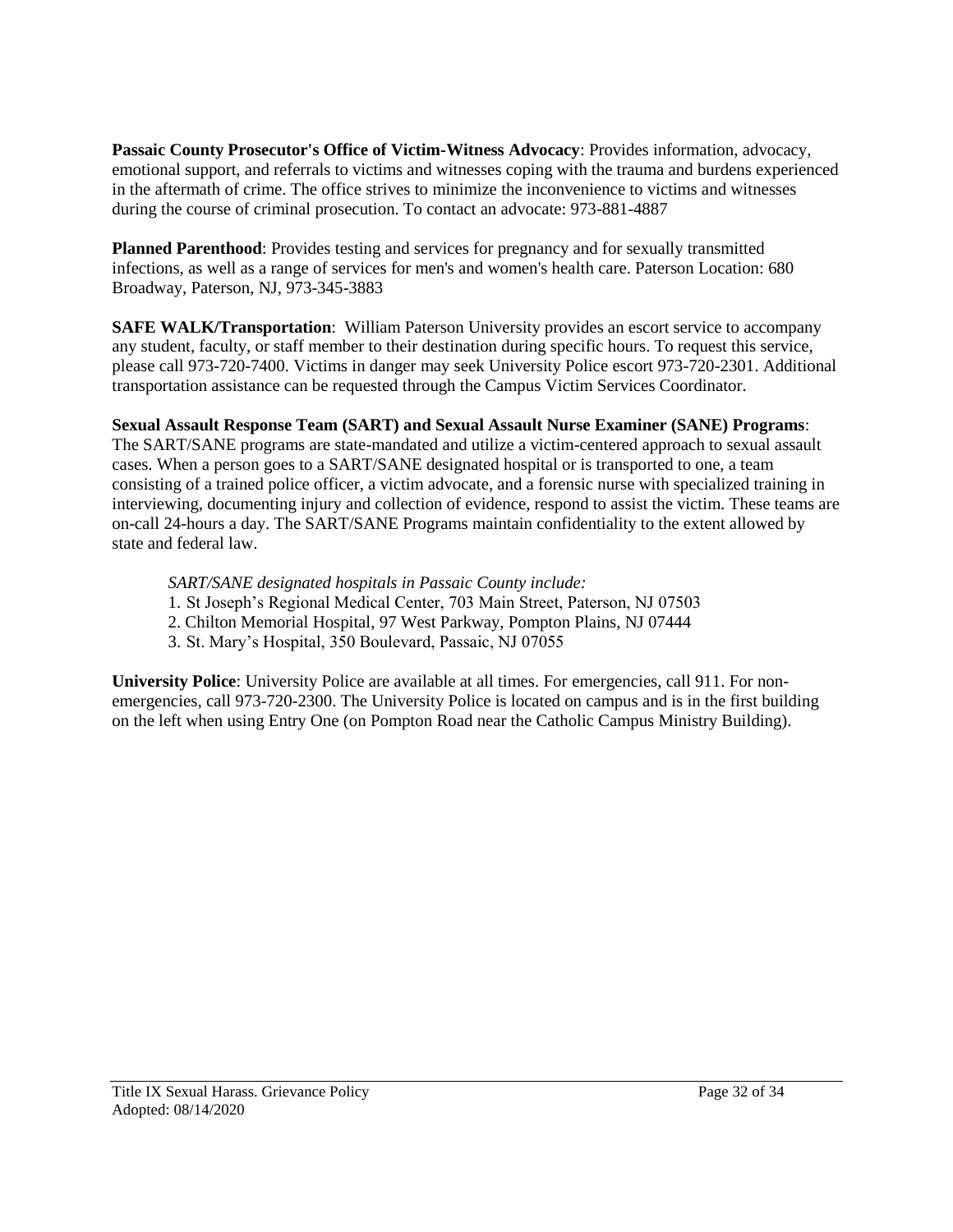**Passaic County Prosecutor's Office of Victim-Witness Advocacy**: Provides information, advocacy, emotional support, and referrals to victims and witnesses coping with the trauma and burdens experienced in the aftermath of crime. The office strives to minimize the inconvenience to victims and witnesses during the course of criminal prosecution. To contact an advocate: 973-881-4887

**Planned Parenthood**: Provides testing and services for pregnancy and for sexually transmitted infections, as well as a range of services for men's and women's health care. Paterson Location: 680 Broadway, Paterson, NJ, 973-345-3883

**SAFE WALK/Transportation**: William Paterson University provides an escort service to accompany any student, faculty, or staff member to their destination during specific hours. To request this service, please call 973-720-7400. Victims in danger may seek University Police escort 973-720-2301. Additional transportation assistance can be requested through the Campus Victim Services Coordinator.

**Sexual Assault Response Team (SART) and Sexual Assault Nurse Examiner (SANE) Programs**: The SART/SANE programs are state-mandated and utilize a victim-centered approach to sexual assault cases. When a person goes to a SART/SANE designated hospital or is transported to one, a team consisting of a trained police officer, a victim advocate, and a forensic nurse with specialized training in interviewing, documenting injury and collection of evidence, respond to assist the victim. These teams are on-call 24-hours a day. The SART/SANE Programs maintain confidentiality to the extent allowed by state and federal law.

*SART/SANE designated hospitals in Passaic County include:*

1. St Joseph's Regional Medical Center, 703 Main Street, Paterson, NJ 07503
2. Chilton Memorial Hospital, 97 West Parkway, Pompton Plains, NJ 07444
3. St. Mary's Hospital, 350 Boulevard, Passaic, NJ 07055

**University Police**: University Police are available at all times. For emergencies, call 911. For non-emergencies, call 973-720-2300. The University Police is located on campus and is in the first building on the left when using Entry One (on Pompton Road near the Catholic Campus Ministry Building).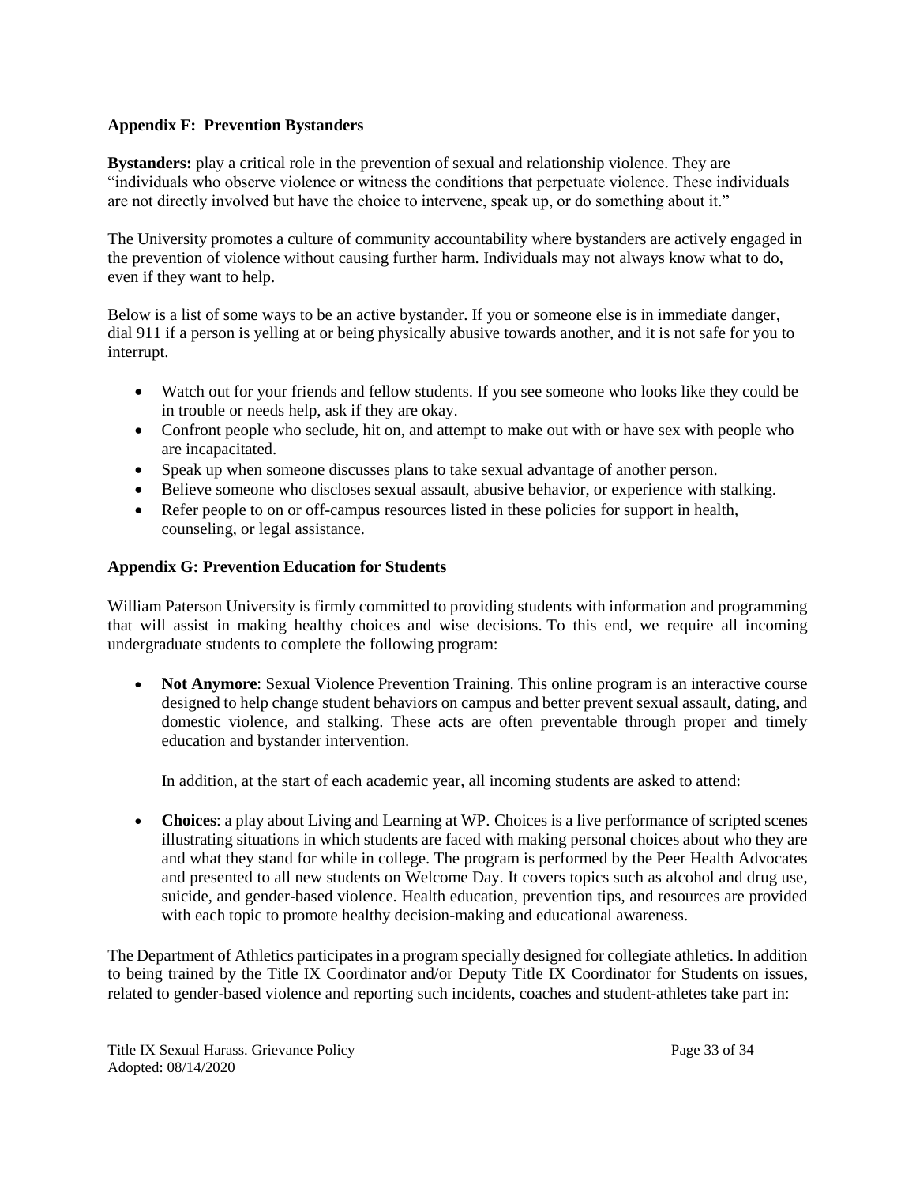### Appendix F: Prevention Bystanders

**Bystanders:** play a critical role in the prevention of sexual and relationship violence. They are "individuals who observe violence or witness the conditions that perpetuate violence. These individuals are not directly involved but have the choice to intervene, speak up, or do something about it."

The University promotes a culture of community accountability where bystanders are actively engaged in the prevention of violence without causing further harm. Individuals may not always know what to do, even if they want to help.

Below is a list of some ways to be an active bystander. If you or someone else is in immediate danger, dial 911 if a person is yelling at or being physically abusive towards another, and it is not safe for you to interrupt.

- Watch out for your friends and fellow students. If you see someone who looks like they could be in trouble or needs help, ask if they are okay.
- Confront people who seclude, hit on, and attempt to make out with or have sex with people who are incapacitated.
- Speak up when someone discusses plans to take sexual advantage of another person.
- Believe someone who discloses sexual assault, abusive behavior, or experience with stalking.
- Refer people to on or off-campus resources listed in these policies for support in health, counseling, or legal assistance.

### Appendix G: Prevention Education for Students

William Paterson University is firmly committed to providing students with information and programming that will assist in making healthy choices and wise decisions. To this end, we require all incoming undergraduate students to complete the following program:

- **Not Anymore**: Sexual Violence Prevention Training. This online program is an interactive course designed to help change student behaviors on campus and better prevent sexual assault, dating, and domestic violence, and stalking. These acts are often preventable through proper and timely education and bystander intervention.

  In addition, at the start of each academic year, all incoming students are asked to attend:

- **Choices**: a play about Living and Learning at WP. Choices is a live performance of scripted scenes illustrating situations in which students are faced with making personal choices about who they are and what they stand for while in college. The program is performed by the Peer Health Advocates and presented to all new students on Welcome Day. It covers topics such as alcohol and drug use, suicide, and gender-based violence. Health education, prevention tips, and resources are provided with each topic to promote healthy decision-making and educational awareness.

The Department of Athletics participates in a program specially designed for collegiate athletics. In addition to being trained by the Title IX Coordinator and/or Deputy Title IX Coordinator for Students on issues, related to gender-based violence and reporting such incidents, coaches and student-athletes take part in: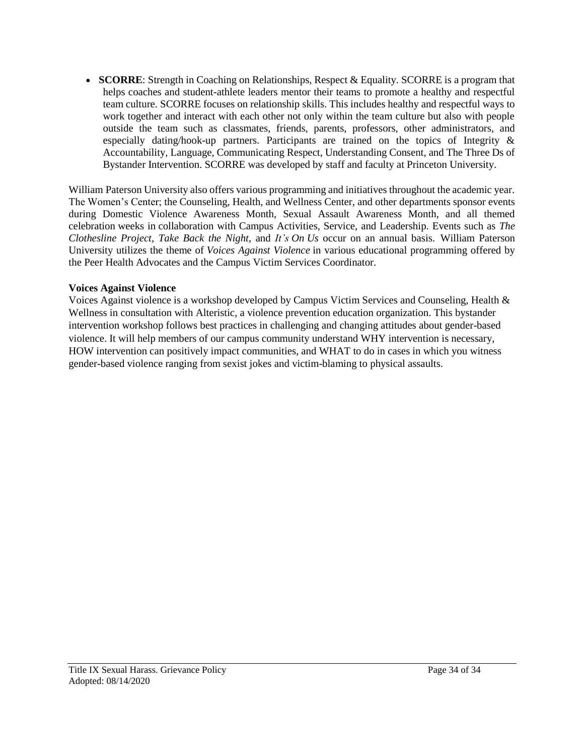- **SCORRE**: Strength in Coaching on Relationships, Respect & Equality. SCORRE is a program that helps coaches and student-athlete leaders mentor their teams to promote a healthy and respectful team culture. SCORRE focuses on relationship skills. This includes healthy and respectful ways to work together and interact with each other not only within the team culture but also with people outside the team such as classmates, friends, parents, professors, other administrators, and especially dating/hook-up partners. Participants are trained on the topics of Integrity & Accountability, Language, Communicating Respect, Understanding Consent, and The Three Ds of Bystander Intervention. SCORRE was developed by staff and faculty at Princeton University.

William Paterson University also offers various programming and initiatives throughout the academic year. The Women's Center; the Counseling, Health, and Wellness Center, and other departments sponsor events during Domestic Violence Awareness Month, Sexual Assault Awareness Month, and all themed celebration weeks in collaboration with Campus Activities, Service, and Leadership. Events such as *The Clothesline Project*, *Take Back the Night*, and *It's On Us* occur on an annual basis. William Paterson University utilizes the theme of *Voices Against Violence* in various educational programming offered by the Peer Health Advocates and the Campus Victim Services Coordinator.

**Voices Against Violence**

Voices Against violence is a workshop developed by Campus Victim Services and Counseling, Health & Wellness in consultation with Alteristic, a violence prevention education organization. This bystander intervention workshop follows best practices in challenging and changing attitudes about gender-based violence. It will help members of our campus community understand WHY intervention is necessary, HOW intervention can positively impact communities, and WHAT to do in cases in which you witness gender-based violence ranging from sexist jokes and victim-blaming to physical assaults.